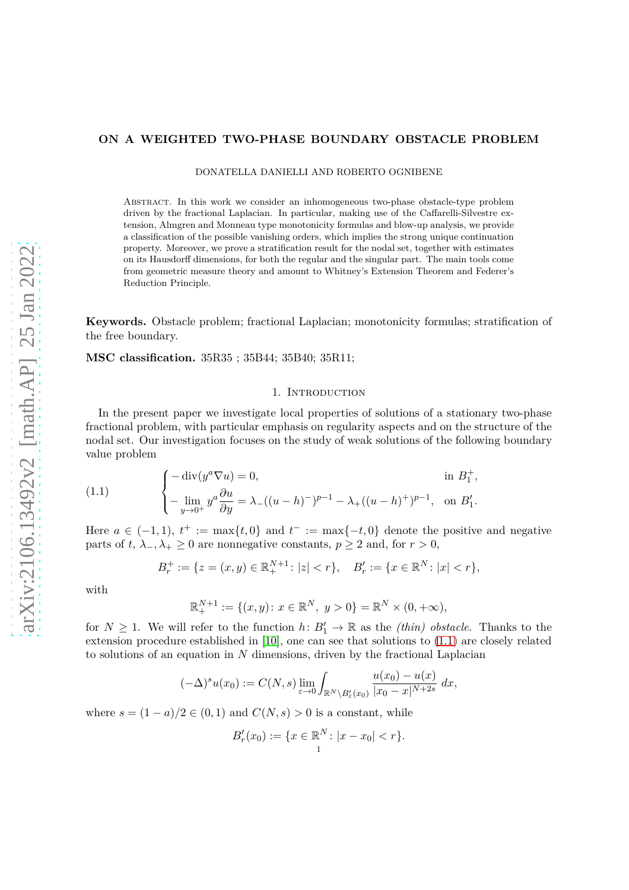# ON A WEIGHTED TWO-PHASE BOUNDARY OBSTACLE PROBLEM

DONATELLA DANIELLI AND ROBERTO OGNIBENE

Abstract. In this work we consider an inhomogeneous two-phase obstacle-type problem driven by the fractional Laplacian. In particular, making use of the Caffarelli-Silvestre extension, Almgren and Monneau type monotonicity formulas and blow-up analysis, we provide a classification of the possible vanishing orders, which implies the strong unique continuation property. Moreover, we prove a stratification result for the nodal set, together with estimates on its Hausdorff dimensions, for both the regular and the singular part. The main tools come from geometric measure theory and amount to Whitney's Extension Theorem and Federer's Reduction Principle.

**Keywords.** Obstacle problem; fractional Laplacian; monotonicity formulas; stratification of the free boundary.

**MSC classification.** 35R35 ; 35B44; 35B40; 35R11;

## 1. Introduction

In the present paper we investigate local properties of solutions of a stationary two-phase fractional problem, with particular emphasis on regularity aspects and on the structure of the nodal set. Our investigation focuses on the study of weak solutions of the following boundary value problem

$$
\begin{cases} -\operatorname{div}(y^a \nabla u) = 0, & \text{in } B_1^+, \\ -\lim\limits_{y\to 0^+} y^a \dfrac{\partial u}{\partial y} = \lambda_-((u-h)^-)^{p-1} - \lambda_+((u-h)^+)^{p-1}, & \text{on } B_1'. \end{cases} \tag{1.1}
$$

Here $a \in (-1,1)$, $t^+ := \max\{t,0\}$ and $t^- := \max\{-t,0\}$ denote the positive and negative parts of $t$, $\lambda_-, \lambda_+ \geq 0$ are nonnegative constants, $p \geq 2$ and, for $r > 0$,

$$
B_r^+ := \{z = (x,y) \in \mathbb{R}_+^{N+1} \colon |z| < r\}, \quad B_r' := \{x \in \mathbb{R}^N \colon |x| < r\},
$$

with

$$
\mathbb{R}_+^{N+1} := \{(x,y) \colon x \in \mathbb{R}^N,\ y > 0\} = \mathbb{R}^N \times (0,+\infty),
$$

for $N \geq 1$. We will refer to the function $h \colon B_1' \to \mathbb{R}$ as the *(thin) obstacle*. Thanks to the extension procedure established in [10], one can see that solutions to (1.1) are closely related to solutions of an equation in $N$ dimensions, driven by the fractional Laplacian

$$
(-\Delta)^s u(x_0) := C(N,s) \lim_{\varepsilon\to 0} \int_{\mathbb{R}^N \setminus B_\varepsilon'(x_0)} \frac{u(x_0)-u(x)}{|x_0-x|^{N+2s}}\, dx,
$$

where $s = (1-a)/2 \in (0,1)$ and $C(N,s) > 0$ is a constant, while

$$
B_r'(x_0) := \{x \in \mathbb{R}^N \colon |x-x_0| < r\}.
$$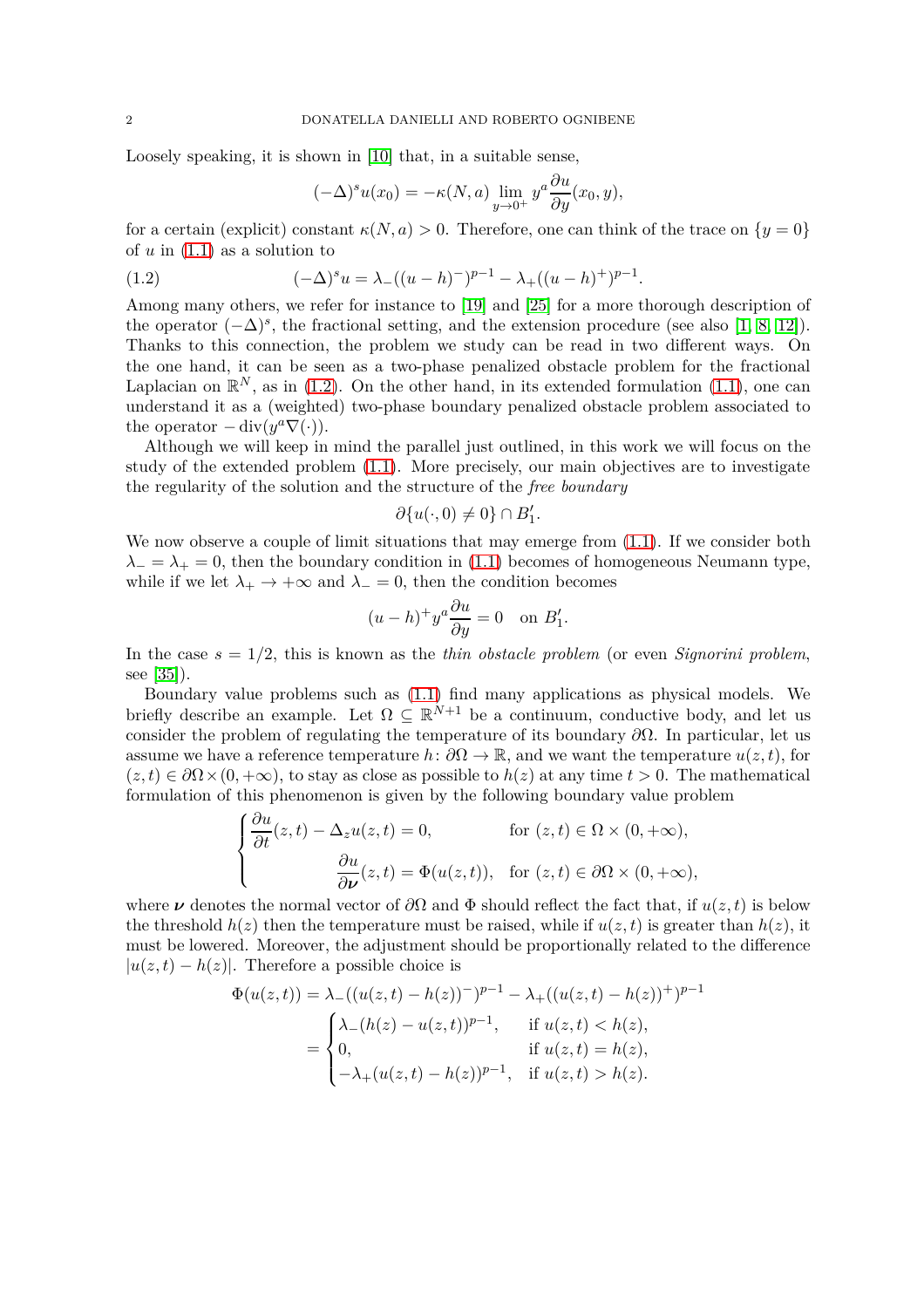Loosely speaking, it is shown in [10] that, in a suitable sense,

$$(-\Delta)^s u(x_0) = -\kappa(N,a) \lim_{y\to 0^+} y^a \frac{\partial u}{\partial y}(x_0, y),$$

for a certain (explicit) constant $\kappa(N,a) > 0$. Therefore, one can think of the trace on $\{y = 0\}$ of $u$ in (1.1) as a solution to

$$(-\Delta)^s u = \lambda_-((u-h)^-)^{p-1} - \lambda_+((u-h)^+)^{p-1}. \tag{1.2}$$

Among many others, we refer for instance to [19] and [25] for a more thorough description of the operator $(-\Delta)^s$, the fractional setting, and the extension procedure (see also [1, 8, 12]). Thanks to this connection, the problem we study can be read in two different ways. On the one hand, it can be seen as a two-phase penalized obstacle problem for the fractional Laplacian on $\mathbb{R}^N$, as in (1.2). On the other hand, in its extended formulation (1.1), one can understand it as a (weighted) two-phase boundary penalized obstacle problem associated to the operator $-\operatorname{div}(y^a\nabla(\cdot))$.

Although we will keep in mind the parallel just outlined, in this work we will focus on the study of the extended problem (1.1). More precisely, our main objectives are to investigate the regularity of the solution and the structure of the *free boundary*

$$\partial\{u(\cdot,0)\neq 0\}\cap B_1'.$$

We now observe a couple of limit situations that may emerge from (1.1). If we consider both $\lambda_- = \lambda_+ = 0$, then the boundary condition in (1.1) becomes of homogeneous Neumann type, while if we let $\lambda_+ \to +\infty$ and $\lambda_- = 0$, then the condition becomes

$$(u-h)^+ y^a \frac{\partial u}{\partial y} = 0 \quad \text{on } B_1'.$$

In the case $s = 1/2$, this is known as the *thin obstacle problem* (or even *Signorini problem*, see [35]).

Boundary value problems such as (1.1) find many applications as physical models. We briefly describe an example. Let $\Omega \subseteq \mathbb{R}^{N+1}$ be a continuum, conductive body, and let us consider the problem of regulating the temperature of its boundary $\partial\Omega$. In particular, let us assume we have a reference temperature $h\colon \partial\Omega \to \mathbb{R}$, and we want the temperature $u(z,t)$, for $(z,t)\in\partial\Omega\times(0,+\infty)$, to stay as close as possible to $h(z)$ at any time $t>0$. The mathematical formulation of this phenomenon is given by the following boundary value problem

$$\begin{cases} \dfrac{\partial u}{\partial t}(z,t) - \Delta_z u(z,t) = 0, & \text{for } (z,t)\in\Omega\times(0,+\infty), \\[2mm] \qquad\qquad \dfrac{\partial u}{\partial \boldsymbol{\nu}}(z,t) = \Phi(u(z,t)), & \text{for } (z,t)\in\partial\Omega\times(0,+\infty), \end{cases}$$

where $\boldsymbol{\nu}$ denotes the normal vector of $\partial\Omega$ and $\Phi$ should reflect the fact that, if $u(z,t)$ is below the threshold $h(z)$ then the temperature must be raised, while if $u(z,t)$ is greater than $h(z)$, it must be lowered. Moreover, the adjustment should be proportionally related to the difference $|u(z,t)-h(z)|$. Therefore a possible choice is

$$\begin{aligned}\Phi(u(z,t)) &= \lambda_-((u(z,t)-h(z))^-)^{p-1} - \lambda_+((u(z,t)-h(z))^+)^{p-1} \\ &= \begin{cases} \lambda_-(h(z)-u(z,t))^{p-1}, & \text{if } u(z,t)<h(z), \\ 0, & \text{if } u(z,t)=h(z), \\ -\lambda_+(u(z,t)-h(z))^{p-1}, & \text{if } u(z,t)>h(z). \end{cases}\end{aligned}$$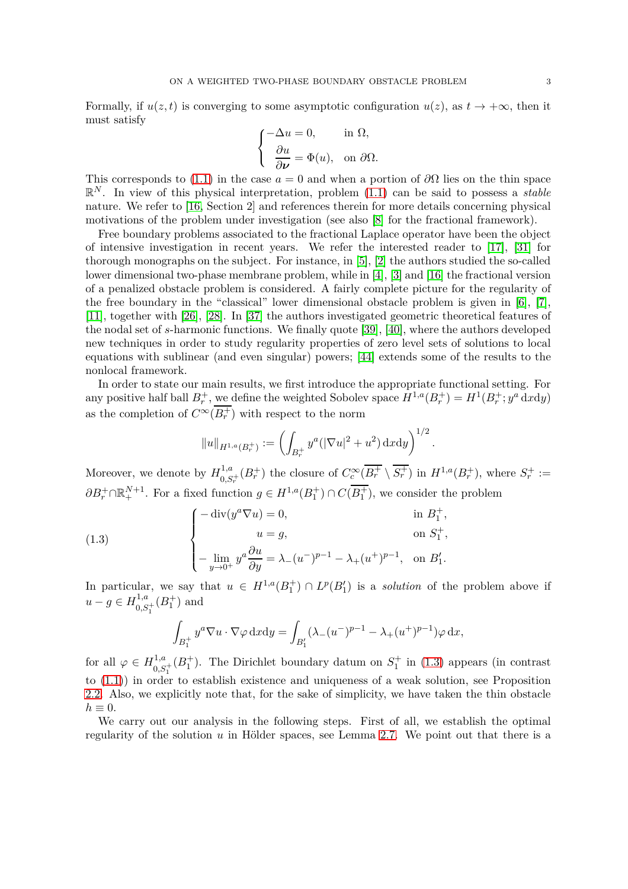Formally, if $u(z,t)$ is converging to some asymptotic configuration $u(z)$, as $t \to +\infty$, then it must satisfy

$$\begin{cases} -\Delta u = 0, & \text{in } \Omega, \\ \dfrac{\partial u}{\partial \boldsymbol{\nu}} = \Phi(u), & \text{on } \partial\Omega. \end{cases}$$

This corresponds to (1.1) in the case $a = 0$ and when a portion of $\partial\Omega$ lies on the thin space $\mathbb{R}^N$. In view of this physical interpretation, problem (1.1) can be said to possess a *stable* nature. We refer to [16, Section 2] and references therein for more details concerning physical motivations of the problem under investigation (see also [8] for the fractional framework).

Free boundary problems associated to the fractional Laplace operator have been the object of intensive investigation in recent years. We refer the interested reader to [17], [31] for thorough monographs on the subject. For instance, in [5], [2] the authors studied the so-called lower dimensional two-phase membrane problem, while in [4], [3] and [16] the fractional version of a penalized obstacle problem is considered. A fairly complete picture for the regularity of the free boundary in the "classical" lower dimensional obstacle problem is given in [6], [7], [11], together with [26], [28]. In [37] the authors investigated geometric theoretical features of the nodal set of $s$-harmonic functions. We finally quote [39], [40], where the authors developed new techniques in order to study regularity properties of zero level sets of solutions to local equations with sublinear (and even singular) powers; [44] extends some of the results to the nonlocal framework.

In order to state our main results, we first introduce the appropriate functional setting. For any positive half ball $B_r^+$, we define the weighted Sobolev space $H^{1,a}(B_r^+) = H^1(B_r^+; y^a\,\mathrm{d}x\mathrm{d}y)$ as the completion of $C^\infty(\overline{B_r^+})$ with respect to the norm

$$\|u\|_{H^{1,a}(B_r^+)} := \left( \int_{B_r^+} y^a (|\nabla u|^2 + u^2)\,\mathrm{d}x\mathrm{d}y \right)^{1/2}.$$

Moreover, we denote by $H^{1,a}_{0,S_r^+}(B_r^+)$ the closure of $C_c^\infty(\overline{B_r^+} \setminus \overline{S_r^+})$ in $H^{1,a}(B_r^+)$, where $S_r^+ := \partial B_r^+ \cap \mathbb{R}^{N+1}_+$. For a fixed function $g \in H^{1,a}(B_1^+) \cap C(\overline{B_1^+})$, we consider the problem

$$\begin{cases} -\operatorname{div}(y^a \nabla u) = 0, & \text{in } B_1^+, \\ u = g, & \text{on } S_1^+, \\ -\displaystyle\lim_{y\to 0^+} y^a \frac{\partial u}{\partial y} = \lambda_-(u^-)^{p-1} - \lambda_+(u^+)^{p-1}, & \text{on } B_1'. \end{cases} \tag{1.3}$$

In particular, we say that $u \in H^{1,a}(B_1^+) \cap L^p(B_1')$ is a *solution* of the problem above if $u - g \in H^{1,a}_{0,S_1^+}(B_1^+)$ and

$$\int_{B_1^+} y^a \nabla u \cdot \nabla \varphi \,\mathrm{d}x\mathrm{d}y = \int_{B_1'} (\lambda_-(u^-)^{p-1} - \lambda_+(u^+)^{p-1})\varphi \,\mathrm{d}x,$$

for all $\varphi \in H^{1,a}_{0,S_1^+}(B_1^+)$. The Dirichlet boundary datum on $S_1^+$ in (1.3) appears (in contrast to (1.1)) in order to establish existence and uniqueness of a weak solution, see Proposition 2.2. Also, we explicitly note that, for the sake of simplicity, we have taken the thin obstacle $h \equiv 0$.

We carry out our analysis in the following steps. First of all, we establish the optimal regularity of the solution $u$ in Hölder spaces, see Lemma 2.7. We point out that there is a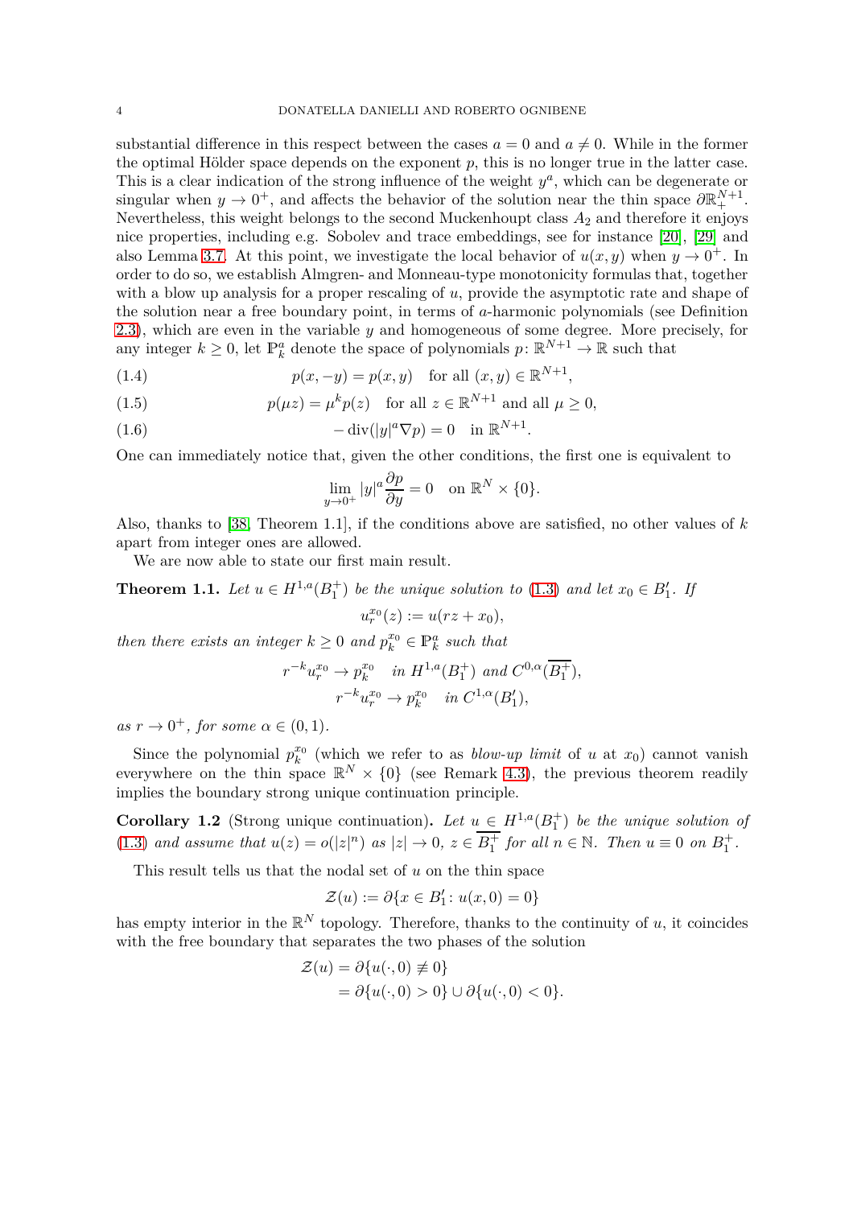substantial difference in this respect between the cases $a = 0$ and $a \neq 0$. While in the former the optimal Hölder space depends on the exponent $p$, this is no longer true in the latter case. This is a clear indication of the strong influence of the weight $y^a$, which can be degenerate or singular when $y \to 0^+$, and affects the behavior of the solution near the thin space $\partial\mathbb{R}^{N+1}_+$. Nevertheless, this weight belongs to the second Muckenhoupt class $A_2$ and therefore it enjoys nice properties, including e.g. Sobolev and trace embeddings, see for instance [20], [29] and also Lemma 3.7. At this point, we investigate the local behavior of $u(x, y)$ when $y \to 0^+$. In order to do so, we establish Almgren- and Monneau-type monotonicity formulas that, together with a blow up analysis for a proper rescaling of $u$, provide the asymptotic rate and shape of the solution near a free boundary point, in terms of $a$-harmonic polynomials (see Definition 2.3), which are even in the variable $y$ and homogeneous of some degree. More precisely, for any integer $k \geq 0$, let $\mathbb{P}^a_k$ denote the space of polynomials $p\colon \mathbb{R}^{N+1} \to \mathbb{R}$ such that

$$p(x, -y) = p(x, y) \quad \text{for all } (x, y) \in \mathbb{R}^{N+1}, \tag{1.4}$$

$$p(\mu z) = \mu^k p(z) \quad \text{for all } z \in \mathbb{R}^{N+1} \text{ and all } \mu \geq 0, \tag{1.5}$$

$$-\operatorname{div}(|y|^a \nabla p) = 0 \quad \text{in } \mathbb{R}^{N+1}. \tag{1.6}$$

One can immediately notice that, given the other conditions, the first one is equivalent to

$$\lim_{y \to 0^+} |y|^a \frac{\partial p}{\partial y} = 0 \quad \text{on } \mathbb{R}^N \times \{0\}.$$

Also, thanks to [38, Theorem 1.1], if the conditions above are satisfied, no other values of $k$ apart from integer ones are allowed.

We are now able to state our first main result.

**Theorem 1.1.** *Let $u \in H^{1,a}(B_1^+)$ be the unique solution to (1.3) and let $x_0 \in B_1'$. If*

$$u_r^{x_0}(z) := u(rz + x_0),$$

*then there exists an integer $k \geq 0$ and $p_k^{x_0} \in \mathbb{P}^a_k$ such that*

$$r^{-k} u_r^{x_0} \to p_k^{x_0} \quad \text{in } H^{1,a}(B_1^+) \text{ and } C^{0,\alpha}(\overline{B_1^+}),$$
$$r^{-k} u_r^{x_0} \to p_k^{x_0} \quad \text{in } C^{1,\alpha}(B_1'),$$

*as $r \to 0^+$, for some $\alpha \in (0, 1)$.*

Since the polynomial $p_k^{x_0}$ (which we refer to as *blow-up limit* of $u$ at $x_0$) cannot vanish everywhere on the thin space $\mathbb{R}^N \times \{0\}$ (see Remark 4.3), the previous theorem readily implies the boundary strong unique continuation principle.

**Corollary 1.2** (Strong unique continuation)**.** *Let $u \in H^{1,a}(B_1^+)$ be the unique solution of (1.3) and assume that $u(z) = o(|z|^n)$ as $|z| \to 0$, $z \in \overline{B_1^+}$ for all $n \in \mathbb{N}$. Then $u \equiv 0$ on $B_1^+$.*

This result tells us that the nodal set of $u$ on the thin space

$$\mathcal{Z}(u) := \partial\{x \in B_1' : u(x, 0) = 0\}$$

has empty interior in the $\mathbb{R}^N$ topology. Therefore, thanks to the continuity of $u$, it coincides with the free boundary that separates the two phases of the solution

$$\begin{aligned}
\mathcal{Z}(u) &= \partial\{u(\cdot, 0) \not\equiv 0\} \\
&= \partial\{u(\cdot, 0) > 0\} \cup \partial\{u(\cdot, 0) < 0\}.
\end{aligned}$$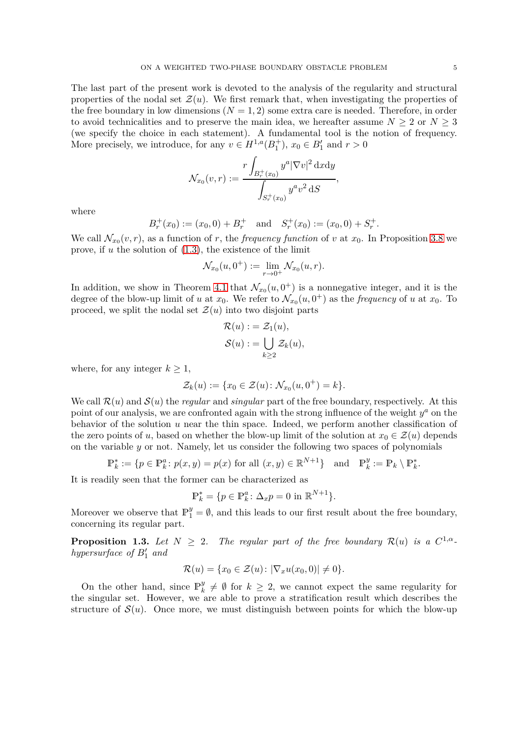The last part of the present work is devoted to the analysis of the regularity and structural properties of the nodal set $\mathcal{Z}(u)$. We first remark that, when investigating the properties of the free boundary in low dimensions ($N = 1, 2$) some extra care is needed. Therefore, in order to avoid technicalities and to preserve the main idea, we hereafter assume $N \geq 2$ or $N \geq 3$ (we specify the choice in each statement). A fundamental tool is the notion of frequency. More precisely, we introduce, for any $v \in H^{1,a}(B_1^+)$, $x_0 \in B_1'$ and $r > 0$

$$\mathcal{N}_{x_0}(v, r) := \frac{r \displaystyle\int_{B_r^+(x_0)} y^a |\nabla v|^2 \, \mathrm{d}x\mathrm{d}y}{\displaystyle\int_{S_r^+(x_0)} y^a v^2 \, \mathrm{d}S},$$

where

$$B_r^+(x_0) := (x_0, 0) + B_r^+ \quad \text{and} \quad S_r^+(x_0) := (x_0, 0) + S_r^+.$$

We call $\mathcal{N}_{x_0}(v, r)$, as a function of $r$, the *frequency function* of $v$ at $x_0$. In Proposition 3.8 we prove, if $u$ the solution of (1.3), the existence of the limit

$$\mathcal{N}_{x_0}(u, 0^+) := \lim_{r \to 0^+} \mathcal{N}_{x_0}(u, r).$$

In addition, we show in Theorem 4.1 that $\mathcal{N}_{x_0}(u, 0^+)$ is a nonnegative integer, and it is the degree of the blow-up limit of $u$ at $x_0$. We refer to $\mathcal{N}_{x_0}(u, 0^+)$ as the *frequency* of $u$ at $x_0$. To proceed, we split the nodal set $\mathcal{Z}(u)$ into two disjoint parts

$$\begin{aligned}
\mathcal{R}(u) &:= \mathcal{Z}_1(u), \\
\mathcal{S}(u) &:= \bigcup_{k \geq 2} \mathcal{Z}_k(u),
\end{aligned}$$

where, for any integer $k \geq 1$,

$$\mathcal{Z}_k(u) := \{x_0 \in \mathcal{Z}(u) \colon \mathcal{N}_{x_0}(u, 0^+) = k\}.$$

We call $\mathcal{R}(u)$ and $\mathcal{S}(u)$ the *regular* and *singular* part of the free boundary, respectively. At this point of our analysis, we are confronted again with the strong influence of the weight $y^a$ on the behavior of the solution $u$ near the thin space. Indeed, we perform another classification of the zero points of $u$, based on whether the blow-up limit of the solution at $x_0 \in \mathcal{Z}(u)$ depends on the variable $y$ or not. Namely, let us consider the following two spaces of polynomials

$$\mathbb{P}_k^* := \{p \in \mathbb{P}_k^a \colon p(x, y) = p(x) \text{ for all } (x, y) \in \mathbb{R}^{N+1}\} \quad \text{and} \quad \mathbb{P}_k^y := \mathbb{P}_k \setminus \mathbb{P}_k^*.$$

It is readily seen that the former can be characterized as

$$\mathbb{P}_k^* = \{p \in \mathbb{P}_k^a \colon \Delta_x p = 0 \text{ in } \mathbb{R}^{N+1}\}.$$

Moreover we observe that $\mathbb{P}_1^y = \emptyset$, and this leads to our first result about the free boundary, concerning its regular part.

**Proposition 1.3.** *Let $N \geq 2$. The regular part of the free boundary $\mathcal{R}(u)$ is a $C^{1,\alpha}$-hypersurface of $B_1'$ and*

$$\mathcal{R}(u) = \{x_0 \in \mathcal{Z}(u) \colon |\nabla_x u(x_0, 0)| \neq 0\}.$$

On the other hand, since $\mathbb{P}_k^y \neq \emptyset$ for $k \geq 2$, we cannot expect the same regularity for the singular set. However, we are able to prove a stratification result which describes the structure of $\mathcal{S}(u)$. Once more, we must distinguish between points for which the blow-up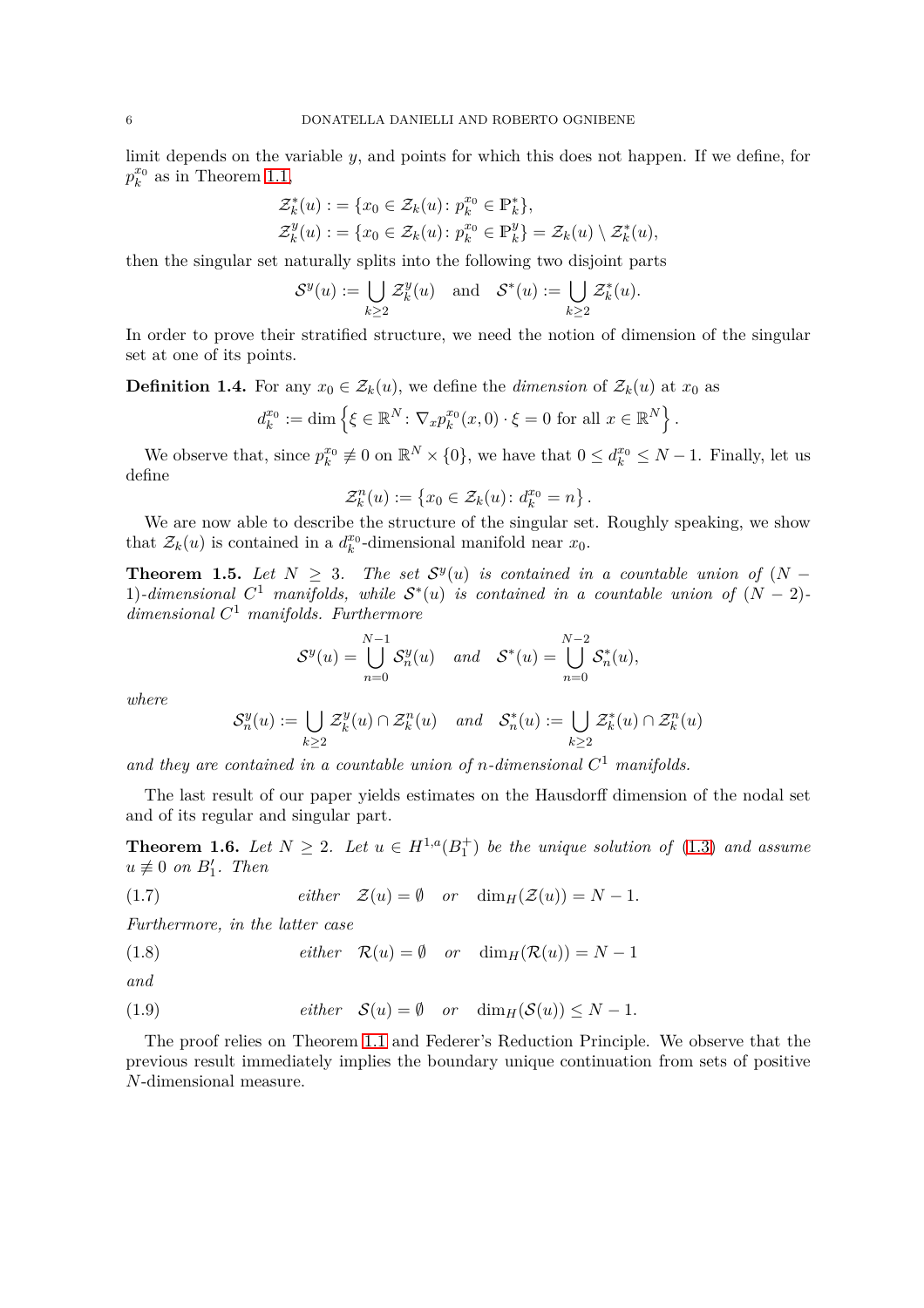limit depends on the variable $y$, and points for which this does not happen. If we define, for $p_k^{x_0}$ as in Theorem 1.1,

$$\mathcal{Z}_k^*(u) := \{x_0 \in \mathcal{Z}_k(u) \colon p_k^{x_0} \in \mathbb{P}_k^*\},$$
$$\mathcal{Z}_k^y(u) := \{x_0 \in \mathcal{Z}_k(u) \colon p_k^{x_0} \in \mathbb{P}_k^y\} = \mathcal{Z}_k(u) \setminus \mathcal{Z}_k^*(u),$$

then the singular set naturally splits into the following two disjoint parts

$$\mathcal{S}^y(u) := \bigcup_{k\geq 2} \mathcal{Z}_k^y(u) \quad \text{and} \quad \mathcal{S}^*(u) := \bigcup_{k\geq 2} \mathcal{Z}_k^*(u).$$

In order to prove their stratified structure, we need the notion of dimension of the singular set at one of its points.

**Definition 1.4.** For any $x_0 \in \mathcal{Z}_k(u)$, we define the *dimension* of $\mathcal{Z}_k(u)$ at $x_0$ as

$$d_k^{x_0} := \dim \left\{ \xi \in \mathbb{R}^N \colon \nabla_x p_k^{x_0}(x,0)\cdot \xi = 0 \text{ for all } x \in \mathbb{R}^N \right\}.$$

We observe that, since $p_k^{x_0} \not\equiv 0$ on $\mathbb{R}^N \times \{0\}$, we have that $0 \leq d_k^{x_0} \leq N-1$. Finally, let us define

$$\mathcal{Z}_k^n(u) := \left\{ x_0 \in \mathcal{Z}_k(u) \colon d_k^{x_0} = n \right\}.$$

We are now able to describe the structure of the singular set. Roughly speaking, we show that $\mathcal{Z}_k(u)$ is contained in a $d_k^{x_0}$-dimensional manifold near $x_0$.

**Theorem 1.5.** *Let $N \geq 3$. The set $\mathcal{S}^y(u)$ is contained in a countable union of $(N-1)$-dimensional $C^1$ manifolds, while $\mathcal{S}^*(u)$ is contained in a countable union of $(N-2)$-dimensional $C^1$ manifolds. Furthermore*

$$\mathcal{S}^y(u) = \bigcup_{n=0}^{N-1} \mathcal{S}_n^y(u) \quad \text{and} \quad \mathcal{S}^*(u) = \bigcup_{n=0}^{N-2} \mathcal{S}_n^*(u),$$

*where*

$$\mathcal{S}_n^y(u) := \bigcup_{k\geq 2} \mathcal{Z}_k^y(u) \cap \mathcal{Z}_k^n(u) \quad \text{and} \quad \mathcal{S}_n^*(u) := \bigcup_{k\geq 2} \mathcal{Z}_k^*(u) \cap \mathcal{Z}_k^n(u)$$

*and they are contained in a countable union of $n$-dimensional $C^1$ manifolds.*

The last result of our paper yields estimates on the Hausdorff dimension of the nodal set and of its regular and singular part.

**Theorem 1.6.** *Let $N \geq 2$. Let $u \in H^{1,a}(B_1^+)$ be the unique solution of (1.3) and assume $u \not\equiv 0$ on $B_1'$. Then*

$$\text{either} \quad \mathcal{Z}(u) = \emptyset \quad \text{or} \quad \dim_H(\mathcal{Z}(u)) = N-1. \tag{1.7}$$

*Furthermore, in the latter case*

$$\text{either} \quad \mathcal{R}(u) = \emptyset \quad \text{or} \quad \dim_H(\mathcal{R}(u)) = N-1 \tag{1.8}$$

*and*

$$\text{either} \quad \mathcal{S}(u) = \emptyset \quad \text{or} \quad \dim_H(\mathcal{S}(u)) \leq N-1. \tag{1.9}$$

The proof relies on Theorem 1.1 and Federer's Reduction Principle. We observe that the previous result immediately implies the boundary unique continuation from sets of positive $N$-dimensional measure.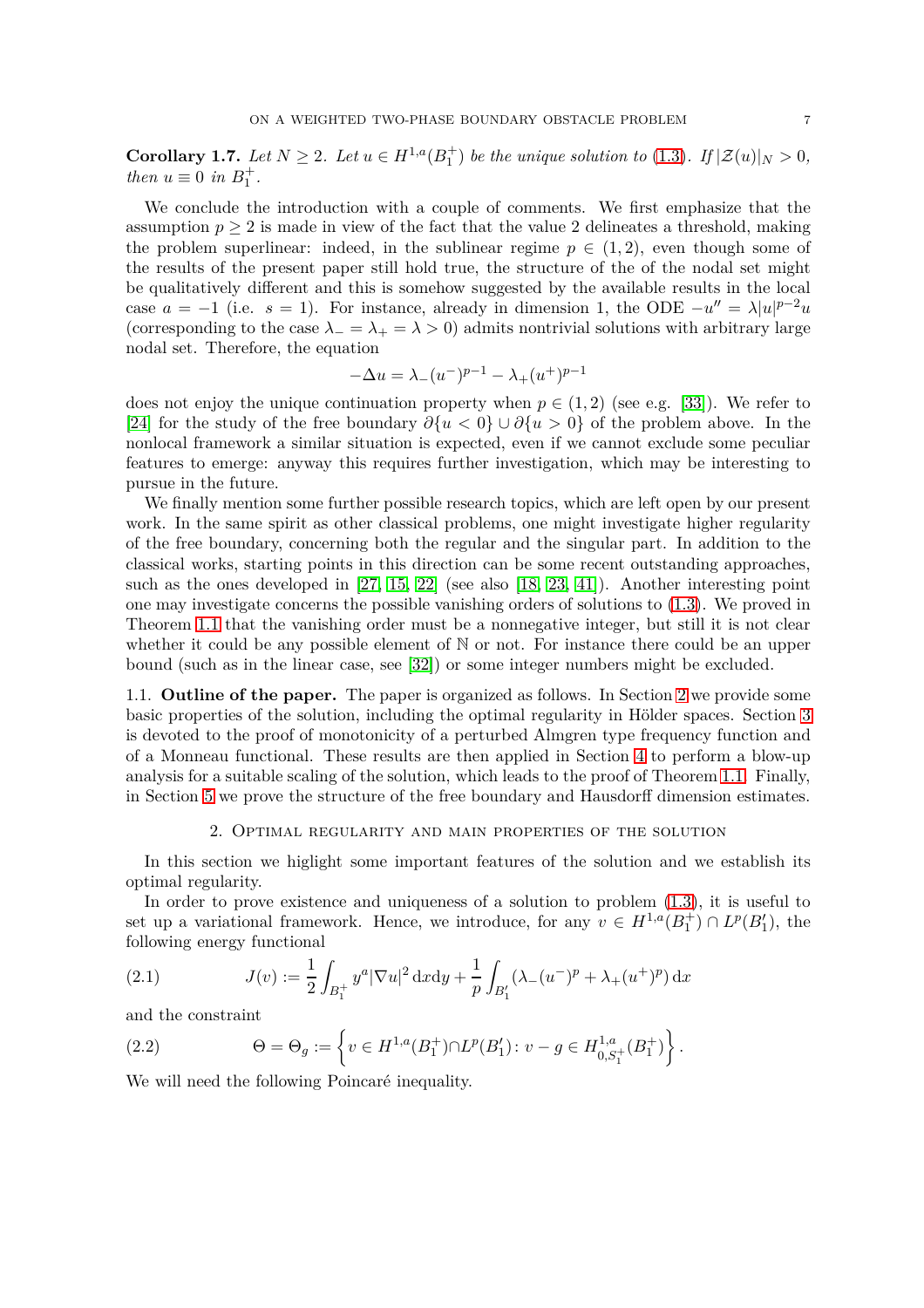**Corollary 1.7.** *Let $N \geq 2$. Let $u \in H^{1,a}(B_1^+)$ be the unique solution to (1.3). If $|\mathcal{Z}(u)|_N > 0$, then $u \equiv 0$ in $B_1^+$.*

We conclude the introduction with a couple of comments. We first emphasize that the assumption $p \geq 2$ is made in view of the fact that the value 2 delineates a threshold, making the problem superlinear: indeed, in the sublinear regime $p \in (1,2)$, even though some of the results of the present paper still hold true, the structure of the of the nodal set might be qualitatively different and this is somehow suggested by the available results in the local case $a = -1$ (i.e. $s = 1$). For instance, already in dimension 1, the ODE $-u'' = \lambda |u|^{p-2}u$ (corresponding to the case $\lambda_- = \lambda_+ = \lambda > 0$) admits nontrivial solutions with arbitrary large nodal set. Therefore, the equation

$$-\Delta u = \lambda_-(u^-)^{p-1} - \lambda_+(u^+)^{p-1}$$

does not enjoy the unique continuation property when $p \in (1,2)$ (see e.g. [33]). We refer to [24] for the study of the free boundary $\partial\{u < 0\} \cup \partial\{u > 0\}$ of the problem above. In the nonlocal framework a similar situation is expected, even if we cannot exclude some peculiar features to emerge: anyway this requires further investigation, which may be interesting to pursue in the future.

We finally mention some further possible research topics, which are left open by our present work. In the same spirit as other classical problems, one might investigate higher regularity of the free boundary, concerning both the regular and the singular part. In addition to the classical works, starting points in this direction can be some recent outstanding approaches, such as the ones developed in [27, 15, 22] (see also [18, 23, 41]). Another interesting point one may investigate concerns the possible vanishing orders of solutions to (1.3). We proved in Theorem 1.1 that the vanishing order must be a nonnegative integer, but still it is not clear whether it could be any possible element of $\mathbb{N}$ or not. For instance there could be an upper bound (such as in the linear case, see [32]) or some integer numbers might be excluded.

### 1.1. Outline of the paper.

The paper is organized as follows. In Section 2 we provide some basic properties of the solution, including the optimal regularity in Hölder spaces. Section 3 is devoted to the proof of monotonicity of a perturbed Almgren type frequency function and of a Monneau functional. These results are then applied in Section 4 to perform a blow-up analysis for a suitable scaling of the solution, which leads to the proof of Theorem 1.1. Finally, in Section 5 we prove the structure of the free boundary and Hausdorff dimension estimates.

## 2. Optimal regularity and main properties of the solution

In this section we higlight some important features of the solution and we establish its optimal regularity.

In order to prove existence and uniqueness of a solution to problem (1.3), it is useful to set up a variational framework. Hence, we introduce, for any $v \in H^{1,a}(B_1^+) \cap L^p(B_1')$, the following energy functional

$$J(v) := \frac{1}{2}\int_{B_1^+} y^a |\nabla u|^2 \,\mathrm{d}x\mathrm{d}y + \frac{1}{p}\int_{B_1'} (\lambda_-(u^-)^p + \lambda_+(u^+)^p)\,\mathrm{d}x \tag{2.1}$$

and the constraint

$$\Theta = \Theta_g := \left\{ v \in H^{1,a}(B_1^+) \cap L^p(B_1') \colon v - g \in H^{1,a}_{0,S_1^+}(B_1^+) \right\}. \tag{2.2}$$

We will need the following Poincaré inequality.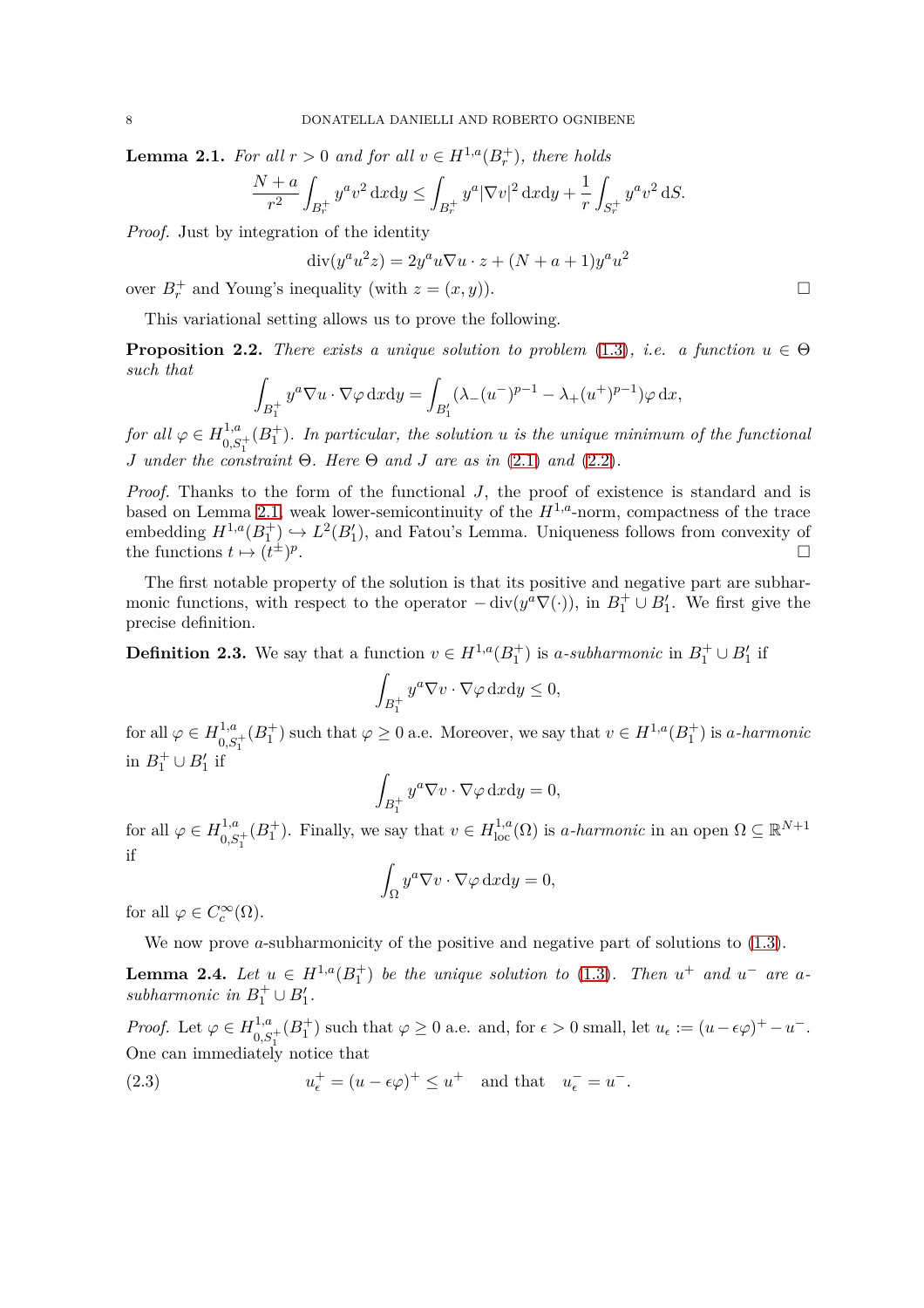**Lemma 2.1.** *For all $r > 0$ and for all $v \in H^{1,a}(B_r^+)$, there holds*

$$\frac{N+a}{r^2} \int_{B_r^+} y^a v^2 \, \mathrm{d}x\mathrm{d}y \leq \int_{B_r^+} y^a |\nabla v|^2 \, \mathrm{d}x\mathrm{d}y + \frac{1}{r} \int_{S_r^+} y^a v^2 \, \mathrm{d}S.$$

*Proof.* Just by integration of the identity

$$\mathrm{div}(y^a u^2 z) = 2y^a u \nabla u \cdot z + (N + a + 1) y^a u^2$$

over $B_r^+$ and Young's inequality (with $z = (x, y)$). $\square$

This variational setting allows us to prove the following.

**Proposition 2.2.** *There exists a unique solution to problem* (1.3)*, i.e. a function $u \in \Theta$ such that*

$$\int_{B_1^+} y^a \nabla u \cdot \nabla \varphi \, \mathrm{d}x\mathrm{d}y = \int_{B_1'} (\lambda_-(u^-)^{p-1} - \lambda_+(u^+)^{p-1}) \varphi \, \mathrm{d}x,$$

*for all $\varphi \in H^{1,a}_{0,S_1^+}(B_1^+)$. In particular, the solution $u$ is the unique minimum of the functional $J$ under the constraint $\Theta$. Here $\Theta$ and $J$ are as in* (2.1) *and* (2.2)*.*

*Proof.* Thanks to the form of the functional $J$, the proof of existence is standard and is based on Lemma 2.1, weak lower-semicontinuity of the $H^{1,a}$-norm, compactness of the trace embedding $H^{1,a}(B_1^+) \hookrightarrow L^2(B_1')$, and Fatou's Lemma. Uniqueness follows from convexity of the functions $t \mapsto (t^{\pm})^p$. $\square$

The first notable property of the solution is that its positive and negative part are subharmonic functions, with respect to the operator $-\mathrm{div}(y^a \nabla(\cdot))$, in $B_1^+ \cup B_1'$. We first give the precise definition.

**Definition 2.3.** We say that a function $v \in H^{1,a}(B_1^+)$ is *$a$-subharmonic* in $B_1^+ \cup B_1'$ if

$$\int_{B_1^+} y^a \nabla v \cdot \nabla \varphi \, \mathrm{d}x\mathrm{d}y \leq 0,$$

for all $\varphi \in H^{1,a}_{0,S_1^+}(B_1^+)$ such that $\varphi \geq 0$ a.e. Moreover, we say that $v \in H^{1,a}(B_1^+)$ is *$a$-harmonic* in $B_1^+ \cup B_1'$ if

$$\int_{B_1^+} y^a \nabla v \cdot \nabla \varphi \, \mathrm{d}x\mathrm{d}y = 0,$$

for all $\varphi \in H^{1,a}_{0,S_1^+}(B_1^+)$. Finally, we say that $v \in H^{1,a}_{\mathrm{loc}}(\Omega)$ is *$a$-harmonic* in an open $\Omega \subseteq \mathbb{R}^{N+1}$ if

$$\int_{\Omega} y^a \nabla v \cdot \nabla \varphi \, \mathrm{d}x\mathrm{d}y = 0,$$

for all $\varphi \in C_c^\infty(\Omega)$.

We now prove $a$-subharmonicity of the positive and negative part of solutions to (1.3).

**Lemma 2.4.** *Let $u \in H^{1,a}(B_1^+)$ be the unique solution to* (1.3)*. Then $u^+$ and $u^-$ are $a$-subharmonic in $B_1^+ \cup B_1'$.*

*Proof.* Let $\varphi \in H^{1,a}_{0,S_1^+}(B_1^+)$ such that $\varphi \geq 0$ a.e. and, for $\epsilon > 0$ small, let $u_\epsilon := (u - \epsilon\varphi)^+ - u^-$. One can immediately notice that

$$u_\epsilon^+ = (u - \epsilon\varphi)^+ \leq u^+ \quad \text{and that} \quad u_\epsilon^- = u^-. \tag{2.3}$$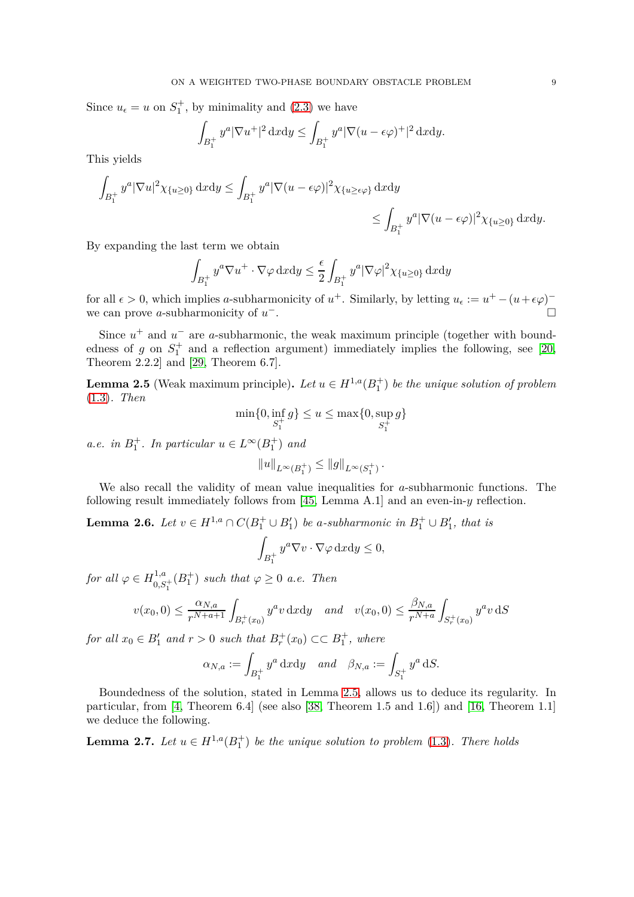Since $u_\epsilon = u$ on $S_1^+$, by minimality and (2.3) we have

$$\int_{B_1^+} y^a |\nabla u^+|^2 \,\mathrm{d}x\mathrm{d}y \le \int_{B_1^+} y^a |\nabla (u-\epsilon\varphi)^+|^2 \,\mathrm{d}x\mathrm{d}y.$$

This yields

$$\int_{B_1^+} y^a |\nabla u|^2 \chi_{\{u\ge 0\}} \,\mathrm{d}x\mathrm{d}y \le \int_{B_1^+} y^a |\nabla (u-\epsilon\varphi)|^2 \chi_{\{u\ge \epsilon\varphi\}} \,\mathrm{d}x\mathrm{d}y$$
$$\le \int_{B_1^+} y^a |\nabla (u-\epsilon\varphi)|^2 \chi_{\{u\ge 0\}} \,\mathrm{d}x\mathrm{d}y.$$

By expanding the last term we obtain

$$\int_{B_1^+} y^a \nabla u^+ \cdot \nabla\varphi \,\mathrm{d}x\mathrm{d}y \le \frac{\epsilon}{2}\int_{B_1^+} y^a |\nabla\varphi|^2 \chi_{\{u\ge 0\}} \,\mathrm{d}x\mathrm{d}y$$

for all $\epsilon > 0$, which implies $a$-subharmonicity of $u^+$. Similarly, by letting $u_\epsilon := u^+ - (u+\epsilon\varphi)^-$ we can prove $a$-subharmonicity of $u^-$. □

Since $u^+$ and $u^-$ are $a$-subharmonic, the weak maximum principle (together with boundedness of $g$ on $S_1^+$ and a reflection argument) immediately implies the following, see [20, Theorem 2.2.2] and [29, Theorem 6.7].

**Lemma 2.5** (Weak maximum principle)**.** *Let $u \in H^{1,a}(B_1^+)$ be the unique solution of problem (1.3). Then*

$$\min\{0, \inf_{S_1^+} g\} \le u \le \max\{0, \sup_{S_1^+} g\}$$

*a.e. in $B_1^+$. In particular $u \in L^\infty(B_1^+)$ and*

$$\|u\|_{L^\infty(B_1^+)} \le \|g\|_{L^\infty(S_1^+)}.$$

We also recall the validity of mean value inequalities for $a$-subharmonic functions. The following result immediately follows from [45, Lemma A.1] and an even-in-$y$ reflection.

**Lemma 2.6.** *Let $v \in H^{1,a} \cap C(B_1^+ \cup B_1')$ be $a$-subharmonic in $B_1^+ \cup B_1'$, that is*

$$\int_{B_1^+} y^a \nabla v \cdot \nabla\varphi \,\mathrm{d}x\mathrm{d}y \le 0,$$

*for all $\varphi \in H^{1,a}_{0,S_1^+}(B_1^+)$ such that $\varphi \ge 0$ a.e. Then*

$$v(x_0,0) \le \frac{\alpha_{N,a}}{r^{N+a+1}}\int_{B_r^+(x_0)} y^a v \,\mathrm{d}x\mathrm{d}y \quad \text{and} \quad v(x_0,0) \le \frac{\beta_{N,a}}{r^{N+a}}\int_{S_r^+(x_0)} y^a v \,\mathrm{d}S$$

*for all $x_0 \in B_1'$ and $r > 0$ such that $B_r^+(x_0) \subset\subset B_1^+$, where*

$$\alpha_{N,a} := \int_{B_1^+} y^a \,\mathrm{d}x\mathrm{d}y \quad \text{and} \quad \beta_{N,a} := \int_{S_1^+} y^a \,\mathrm{d}S.$$

Boundedness of the solution, stated in Lemma 2.5, allows us to deduce its regularity. In particular, from [4, Theorem 6.4] (see also [38, Theorem 1.5 and 1.6]) and [16, Theorem 1.1] we deduce the following.

**Lemma 2.7.** *Let $u \in H^{1,a}(B_1^+)$ be the unique solution to problem (1.3). There holds*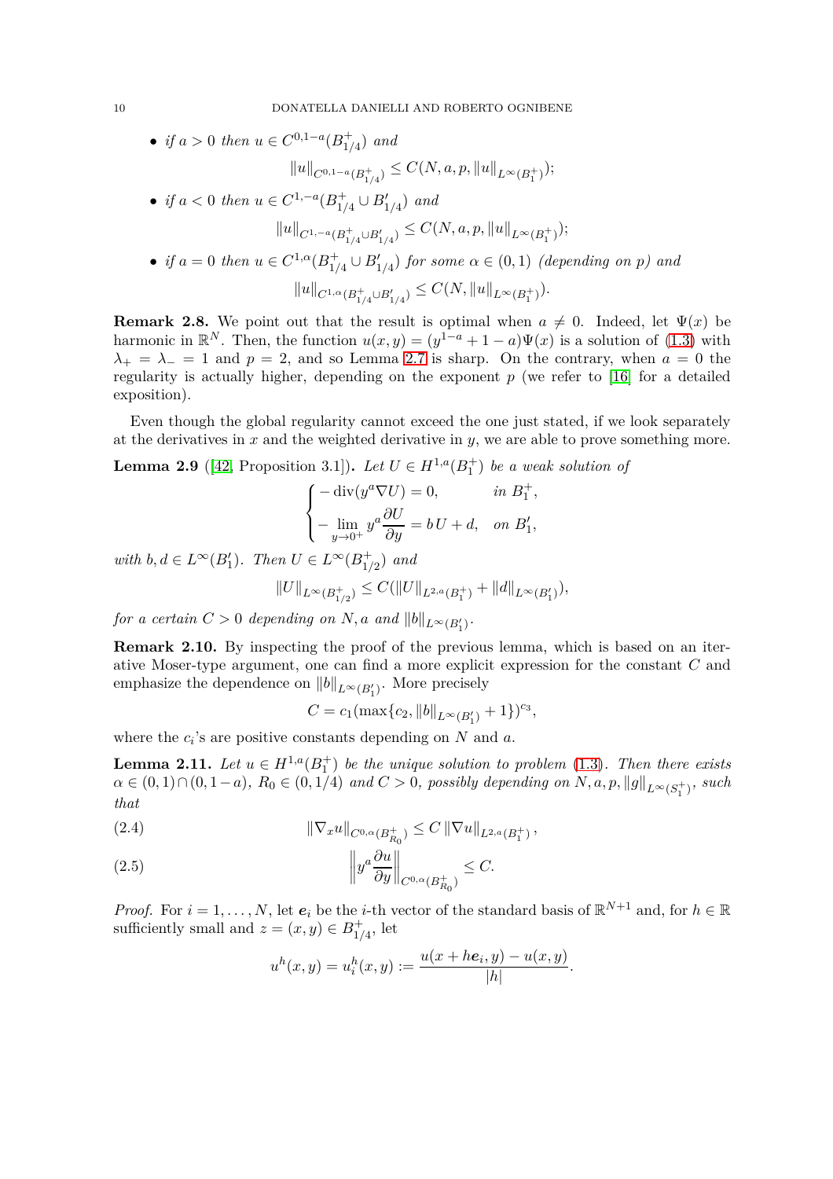- *if $a > 0$ then $u \in C^{0,1-a}(B^+_{1/4})$ and*

$$\|u\|_{C^{0,1-a}(B^+_{1/4})} \leq C(N, a, p, \|u\|_{L^\infty(B^+_1)});$$

- *if $a < 0$ then $u \in C^{1,-a}(B^+_{1/4} \cup B'_{1/4})$ and*

$$\|u\|_{C^{1,-a}(B^+_{1/4} \cup B'_{1/4})} \leq C(N, a, p, \|u\|_{L^\infty(B^+_1)});$$

- *if $a = 0$ then $u \in C^{1,\alpha}(B^+_{1/4} \cup B'_{1/4})$ for some $\alpha \in (0, 1)$ (depending on $p$) and*

$$\|u\|_{C^{1,\alpha}(B^+_{1/4} \cup B'_{1/4})} \leq C(N, \|u\|_{L^\infty(B^+_1)}).$$

**Remark 2.8.** We point out that the result is optimal when $a \neq 0$. Indeed, let $\Psi(x)$ be harmonic in $\mathbb{R}^N$. Then, the function $u(x, y) = (y^{1-a} + 1 - a)\Psi(x)$ is a solution of (1.3) with $\lambda_+ = \lambda_- = 1$ and $p = 2$, and so Lemma 2.7 is sharp. On the contrary, when $a = 0$ the regularity is actually higher, depending on the exponent $p$ (we refer to [16] for a detailed exposition).

Even though the global regularity cannot exceed the one just stated, if we look separately at the derivatives in $x$ and the weighted derivative in $y$, we are able to prove something more.

**Lemma 2.9** ([42, Proposition 3.1])**.** *Let $U \in H^{1,a}(B^+_1)$ be a weak solution of*

$$\begin{cases} -\operatorname{div}(y^a \nabla U) = 0, & \text{in } B^+_1, \\ -\displaystyle\lim_{y \to 0^+} y^a \frac{\partial U}{\partial y} = b\, U + d, & \text{on } B'_1, \end{cases}$$

*with $b, d \in L^\infty(B'_1)$. Then $U \in L^\infty(B^+_{1/2})$ and*

$$\|U\|_{L^\infty(B^+_{1/2})} \leq C(\|U\|_{L^{2,a}(B^+_1)} + \|d\|_{L^\infty(B'_1)}),$$

*for a certain $C > 0$ depending on $N, a$ and $\|b\|_{L^\infty(B'_1)}$.*

**Remark 2.10.** By inspecting the proof of the previous lemma, which is based on an iterative Moser-type argument, one can find a more explicit expression for the constant $C$ and emphasize the dependence on $\|b\|_{L^\infty(B'_1)}$. More precisely

$$C = c_1(\max\{c_2, \|b\|_{L^\infty(B'_1)} + 1\})^{c_3},$$

where the $c_i$'s are positive constants depending on $N$ and $a$.

**Lemma 2.11.** *Let $u \in H^{1,a}(B^+_1)$ be the unique solution to problem (1.3). Then there exists $\alpha \in (0, 1) \cap (0, 1 - a)$, $R_0 \in (0, 1/4)$ and $C > 0$, possibly depending on $N, a, p, \|g\|_{L^\infty(S^+_1)}$, such that*

$$\|\nabla_x u\|_{C^{0,\alpha}(B^+_{R_0})} \leq C \, \|\nabla u\|_{L^{2,a}(B^+_1)}\,, \tag{2.4}$$

$$\left\| y^a \frac{\partial u}{\partial y} \right\|_{C^{0,\alpha}(B^+_{R_0})} \leq C. \tag{2.5}$$

*Proof.* For $i = 1, \ldots, N$, let $\boldsymbol{e}_i$ be the $i$-th vector of the standard basis of $\mathbb{R}^{N+1}$ and, for $h \in \mathbb{R}$ sufficiently small and $z = (x, y) \in B^+_{1/4}$, let

$$u^h(x, y) = u^h_i(x, y) := \frac{u(x + h\boldsymbol{e}_i, y) - u(x, y)}{|h|}.$$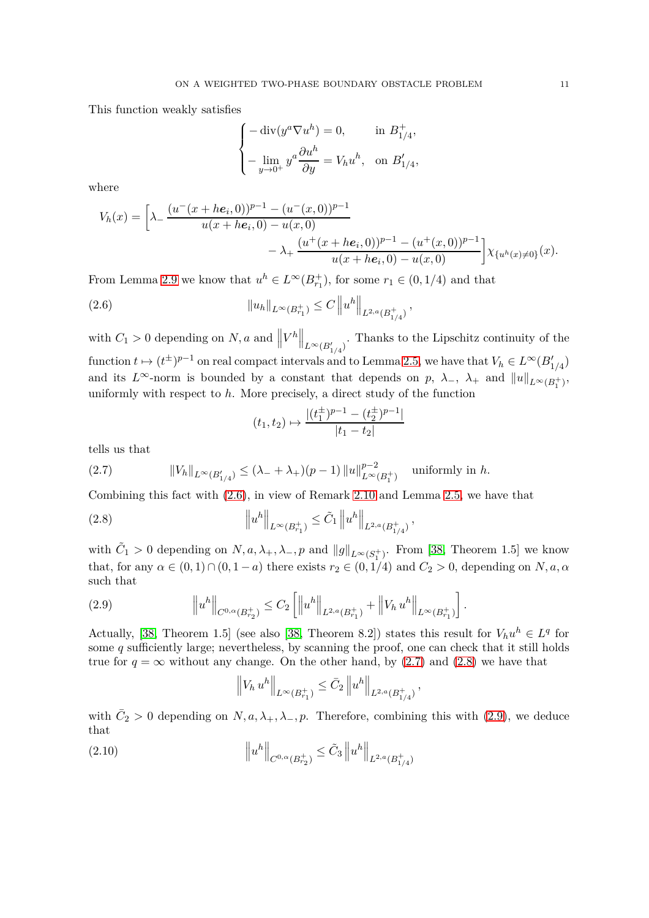This function weakly satisfies

$$
\begin{cases}
-\operatorname{div}(y^a \nabla u^h) = 0, & \text{in } B_{1/4}^+, \\
-\displaystyle\lim_{y\to 0^+} y^a \frac{\partial u^h}{\partial y} = V_h u^h, & \text{on } B'_{1/4},
\end{cases}
$$

where

$$
V_h(x) = \Bigg[\lambda_- \frac{(u^-(x+h\boldsymbol{e}_i,0))^{p-1} - (u^-(x,0))^{p-1}}{u(x+h\boldsymbol{e}_i,0) - u(x,0)} - \lambda_+ \frac{(u^+(x+h\boldsymbol{e}_i,0))^{p-1} - (u^+(x,0))^{p-1}}{u(x+h\boldsymbol{e}_i,0) - u(x,0)}\Bigg] \chi_{\{u^h(x)\neq 0\}}(x).
$$

From Lemma 2.9 we know that $u^h \in L^\infty(B_{r_1}^+)$, for some $r_1 \in (0, 1/4)$ and that

$$
\|u_h\|_{L^\infty(B_{r_1}^+)} \le C \left\|u^h\right\|_{L^{2,a}(B_{1/4}^+)}, \tag{2.6}
$$

with $C_1 > 0$ depending on $N, a$ and $\left\|V^h\right\|_{L^\infty(B'_{1/4})}$. Thanks to the Lipschitz continuity of the function $t \mapsto (t^\pm)^{p-1}$ on real compact intervals and to Lemma 2.5, we have that $V_h \in L^\infty(B'_{1/4})$ and its $L^\infty$-norm is bounded by a constant that depends on $p$, $\lambda_-$, $\lambda_+$ and $\|u\|_{L^\infty(B_1^+)}$, uniformly with respect to $h$. More precisely, a direct study of the function

$$
(t_1, t_2) \mapsto \frac{|(t_1^\pm)^{p-1} - (t_2^\pm)^{p-1}|}{|t_1 - t_2|}
$$

tells us that

$$
\|V_h\|_{L^\infty(B'_{1/4})} \le (\lambda_- + \lambda_+)(p-1) \|u\|_{L^\infty(B_1^+)}^{p-2} \quad \text{uniformly in } h. \tag{2.7}
$$

Combining this fact with (2.6), in view of Remark 2.10 and Lemma 2.5, we have that

$$
\left\|u^h\right\|_{L^\infty(B_{r_1}^+)} \le \tilde{C}_1 \left\|u^h\right\|_{L^{2,a}(B_{1/4}^+)}, \tag{2.8}
$$

with $\tilde{C}_1 > 0$ depending on $N, a, \lambda_+, \lambda_-, p$ and $\|g\|_{L^\infty(S_1^+)}$. From [38, Theorem 1.5] we know that, for any $\alpha \in (0,1) \cap (0, 1-a)$ there exists $r_2 \in (0, 1/4)$ and $C_2 > 0$, depending on $N, a, \alpha$ such that

$$
\left\|u^h\right\|_{C^{0,\alpha}(B_{r_2}^+)} \le C_2 \left[\left\|u^h\right\|_{L^{2,a}(B_{r_1}^+)} + \left\|V_h\, u^h\right\|_{L^\infty(B_{r_1}^+)}\right]. \tag{2.9}
$$

Actually, [38, Theorem 1.5] (see also [38, Theorem 8.2]) states this result for $V_h u^h \in L^q$ for some $q$ sufficiently large; nevertheless, by scanning the proof, one can check that it still holds true for $q = \infty$ without any change. On the other hand, by (2.7) and (2.8) we have that

$$
\left\|V_h\, u^h\right\|_{L^\infty(B_{r_1}^+)} \le \bar{C}_2 \left\|u^h\right\|_{L^{2,a}(B_{1/4}^+)},
$$

with $\bar{C}_2 > 0$ depending on $N, a, \lambda_+, \lambda_-, p$. Therefore, combining this with (2.9), we deduce that

$$
\left\|u^h\right\|_{C^{0,\alpha}(B_{r_2}^+)} \le \tilde{C}_3 \left\|u^h\right\|_{L^{2,a}(B_{1/4}^+)} \tag{2.10}
$$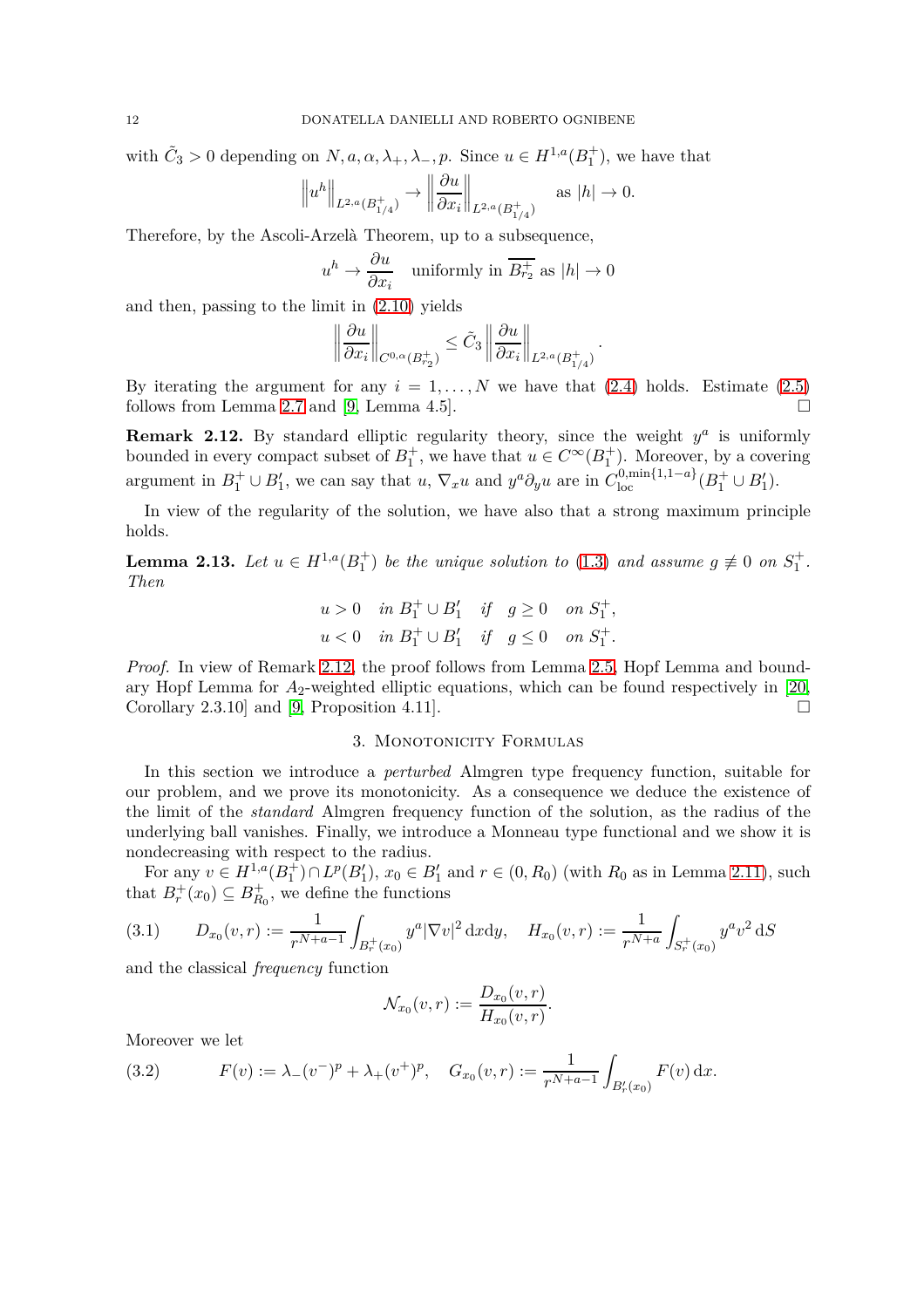with $\tilde{C}_3 > 0$ depending on $N, a, \alpha, \lambda_+, \lambda_-, p$. Since $u \in H^{1,a}(B_1^+)$, we have that

$$\left\| u^h \right\|_{L^{2,a}(B_{1/4}^+)} \to \left\| \frac{\partial u}{\partial x_i} \right\|_{L^{2,a}(B_{1/4}^+)} \quad \text{as } |h| \to 0.$$

Therefore, by the Ascoli-Arzelà Theorem, up to a subsequence,

$$u^h \to \frac{\partial u}{\partial x_i} \quad \text{uniformly in } \overline{B_{r_2}^+} \text{ as } |h| \to 0$$

and then, passing to the limit in (2.10) yields

$$\left\| \frac{\partial u}{\partial x_i} \right\|_{C^{0,\alpha}(B_{r_2}^+)} \leq \tilde{C}_3 \left\| \frac{\partial u}{\partial x_i} \right\|_{L^{2,a}(B_{1/4}^+)}.$$

By iterating the argument for any $i = 1, \dots, N$ we have that (2.4) holds. Estimate (2.5) follows from Lemma 2.7 and [9, Lemma 4.5]. $\square$

**Remark 2.12.** By standard elliptic regularity theory, since the weight $y^a$ is uniformly bounded in every compact subset of $B_1^+$, we have that $u \in C^\infty(B_1^+)$. Moreover, by a covering argument in $B_1^+ \cup B_1'$, we can say that $u$, $\nabla_x u$ and $y^a \partial_y u$ are in $C^{0,\min\{1,1-a\}}_{\mathrm{loc}}(B_1^+ \cup B_1')$.

In view of the regularity of the solution, we have also that a strong maximum principle holds.

**Lemma 2.13.** *Let $u \in H^{1,a}(B_1^+)$ be the unique solution to (1.3) and assume $g \not\equiv 0$ on $S_1^+$. Then*

$$u > 0 \quad \text{in } B_1^+ \cup B_1' \quad \text{if} \quad g \geq 0 \quad \text{on } S_1^+,$$
$$u < 0 \quad \text{in } B_1^+ \cup B_1' \quad \text{if} \quad g \leq 0 \quad \text{on } S_1^+.$$

*Proof.* In view of Remark 2.12, the proof follows from Lemma 2.5, Hopf Lemma and boundary Hopf Lemma for $A_2$-weighted elliptic equations, which can be found respectively in [20, Corollary 2.3.10] and [9, Proposition 4.11]. $\square$

## 3. Monotonicity Formulas

In this section we introduce a *perturbed* Almgren type frequency function, suitable for our problem, and we prove its monotonicity. As a consequence we deduce the existence of the limit of the *standard* Almgren frequency function of the solution, as the radius of the underlying ball vanishes. Finally, we introduce a Monneau type functional and we show it is nondecreasing with respect to the radius.

For any $v \in H^{1,a}(B_1^+) \cap L^p(B_1')$, $x_0 \in B_1'$ and $r \in (0, R_0)$ (with $R_0$ as in Lemma 2.11), such that $B_r^+(x_0) \subseteq B_{R_0}^+$, we define the functions

$$D_{x_0}(v, r) := \frac{1}{r^{N+a-1}} \int_{B_r^+(x_0)} y^a |\nabla v|^2 \,\mathrm{d}x\mathrm{d}y, \quad H_{x_0}(v, r) := \frac{1}{r^{N+a}} \int_{S_r^+(x_0)} y^a v^2 \,\mathrm{d}S \tag{3.1}$$

and the classical *frequency* function

$$\mathcal{N}_{x_0}(v, r) := \frac{D_{x_0}(v, r)}{H_{x_0}(v, r)}.$$

Moreover we let

$$F(v) := \lambda_-(v^-)^p + \lambda_+(v^+)^p, \quad G_{x_0}(v, r) := \frac{1}{r^{N+a-1}} \int_{B_r'(x_0)} F(v) \,\mathrm{d}x. \tag{3.2}$$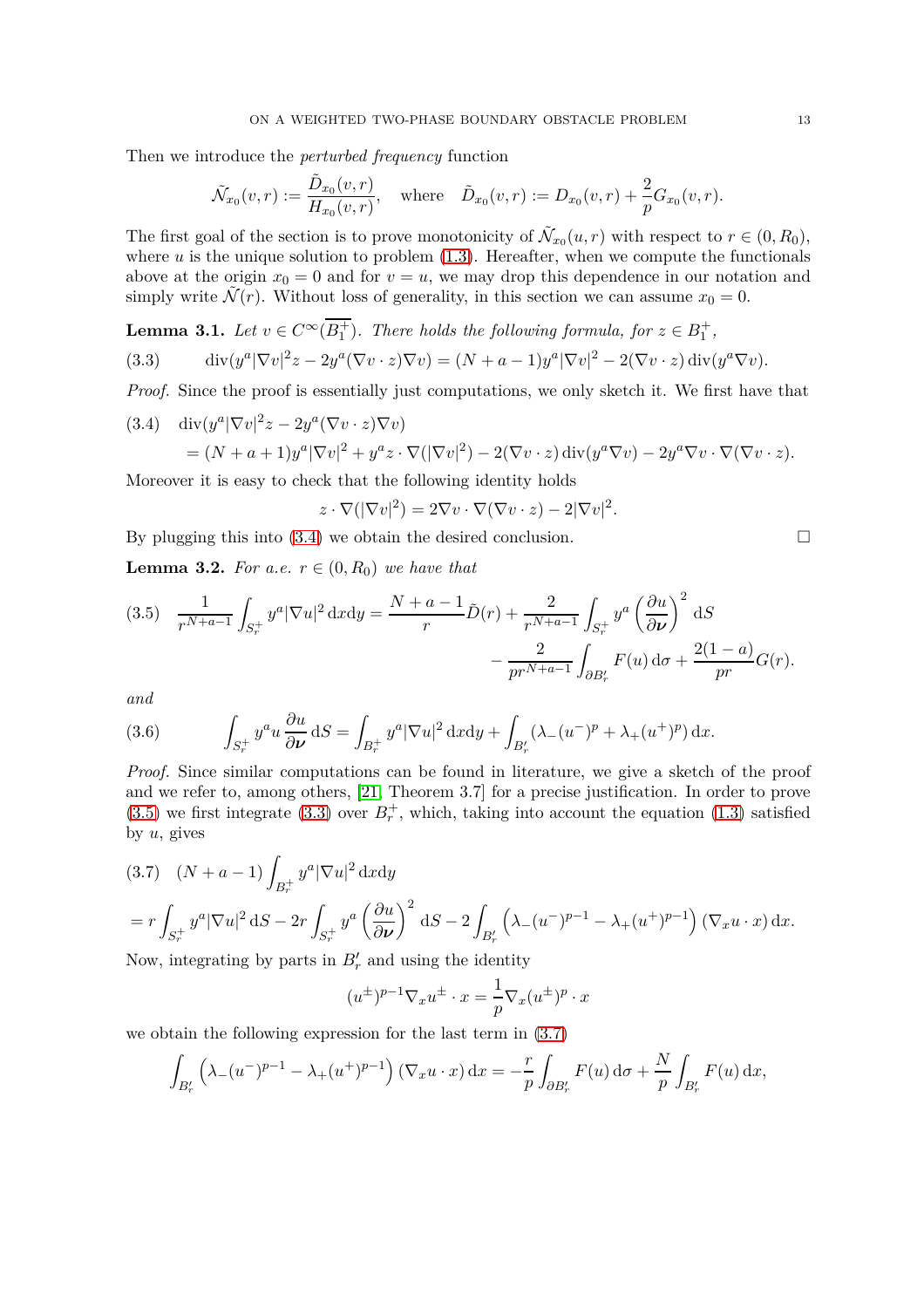Then we introduce the *perturbed frequency* function

$$\tilde{\mathcal{N}}_{x_0}(v,r) := \frac{\tilde{D}_{x_0}(v,r)}{H_{x_0}(v,r)}, \quad \text{where} \quad \tilde{D}_{x_0}(v,r) := D_{x_0}(v,r) + \frac{2}{p} G_{x_0}(v,r).$$

The first goal of the section is to prove monotonicity of $\tilde{\mathcal{N}}_{x_0}(u,r)$ with respect to $r \in (0, R_0)$, where $u$ is the unique solution to problem (1.3). Hereafter, when we compute the functionals above at the origin $x_0 = 0$ and for $v = u$, we may drop this dependence in our notation and simply write $\tilde{\mathcal{N}}(r)$. Without loss of generality, in this section we can assume $x_0 = 0$.

**Lemma 3.1.** *Let $v \in C^\infty(\overline{B_1^+})$. There holds the following formula, for $z \in B_1^+$,*

$$\operatorname{div}(y^a |\nabla v|^2 z - 2y^a (\nabla v \cdot z) \nabla v) = (N + a - 1) y^a |\nabla v|^2 - 2(\nabla v \cdot z) \operatorname{div}(y^a \nabla v). \tag{3.3}$$

*Proof.* Since the proof is essentially just computations, we only sketch it. We first have that

$$\begin{aligned} &\operatorname{div}(y^a |\nabla v|^2 z - 2y^a (\nabla v \cdot z) \nabla v) \\ &\quad = (N + a + 1) y^a |\nabla v|^2 + y^a z \cdot \nabla(|\nabla v|^2) - 2(\nabla v \cdot z) \operatorname{div}(y^a \nabla v) - 2y^a \nabla v \cdot \nabla(\nabla v \cdot z). \end{aligned} \tag{3.4}$$

Moreover it is easy to check that the following identity holds

$$z \cdot \nabla(|\nabla v|^2) = 2\nabla v \cdot \nabla(\nabla v \cdot z) - 2|\nabla v|^2.$$

By plugging this into (3.4) we obtain the desired conclusion. □

**Lemma 3.2.** *For a.e. $r \in (0, R_0)$ we have that*

$$\begin{aligned} \frac{1}{r^{N+a-1}} \int_{S_r^+} y^a |\nabla u|^2 \, \mathrm{d}x\mathrm{d}y = \frac{N + a - 1}{r} \tilde{D}(r) &+ \frac{2}{r^{N+a-1}} \int_{S_r^+} y^a \left( \frac{\partial u}{\partial \boldsymbol{\nu}} \right)^2 \mathrm{d}S \\ &- \frac{2}{p r^{N+a-1}} \int_{\partial B_r'} F(u) \, \mathrm{d}\sigma + \frac{2(1-a)}{pr} G(r). \end{aligned} \tag{3.5}$$

*and*

$$\int_{S_r^+} y^a u \frac{\partial u}{\partial \boldsymbol{\nu}} \, \mathrm{d}S = \int_{B_r^+} y^a |\nabla u|^2 \, \mathrm{d}x\mathrm{d}y + \int_{B_r'} (\lambda_-(u^-)^p + \lambda_+(u^+)^p) \, \mathrm{d}x. \tag{3.6}$$

*Proof.* Since similar computations can be found in literature, we give a sketch of the proof and we refer to, among others, [21, Theorem 3.7] for a precise justification. In order to prove (3.5) we first integrate (3.3) over $B_r^+$, which, taking into account the equation (1.3) satisfied by $u$, gives

$$\begin{aligned} &(N + a - 1) \int_{B_r^+} y^a |\nabla u|^2 \, \mathrm{d}x\mathrm{d}y \\ &= r \int_{S_r^+} y^a |\nabla u|^2 \, \mathrm{d}S - 2r \int_{S_r^+} y^a \left( \frac{\partial u}{\partial \boldsymbol{\nu}} \right)^2 \mathrm{d}S - 2 \int_{B_r'} \left( \lambda_-(u^-)^{p-1} - \lambda_+(u^+)^{p-1} \right) (\nabla_x u \cdot x) \, \mathrm{d}x. \end{aligned} \tag{3.7}$$

Now, integrating by parts in $B_r'$ and using the identity

$$(u^\pm)^{p-1} \nabla_x u^\pm \cdot x = \frac{1}{p} \nabla_x (u^\pm)^p \cdot x$$

we obtain the following expression for the last term in (3.7)

$$\int_{B_r'} \left( \lambda_-(u^-)^{p-1} - \lambda_+(u^+)^{p-1} \right) (\nabla_x u \cdot x) \, \mathrm{d}x = -\frac{r}{p} \int_{\partial B_r'} F(u) \, \mathrm{d}\sigma + \frac{N}{p} \int_{B_r'} F(u) \, \mathrm{d}x,$$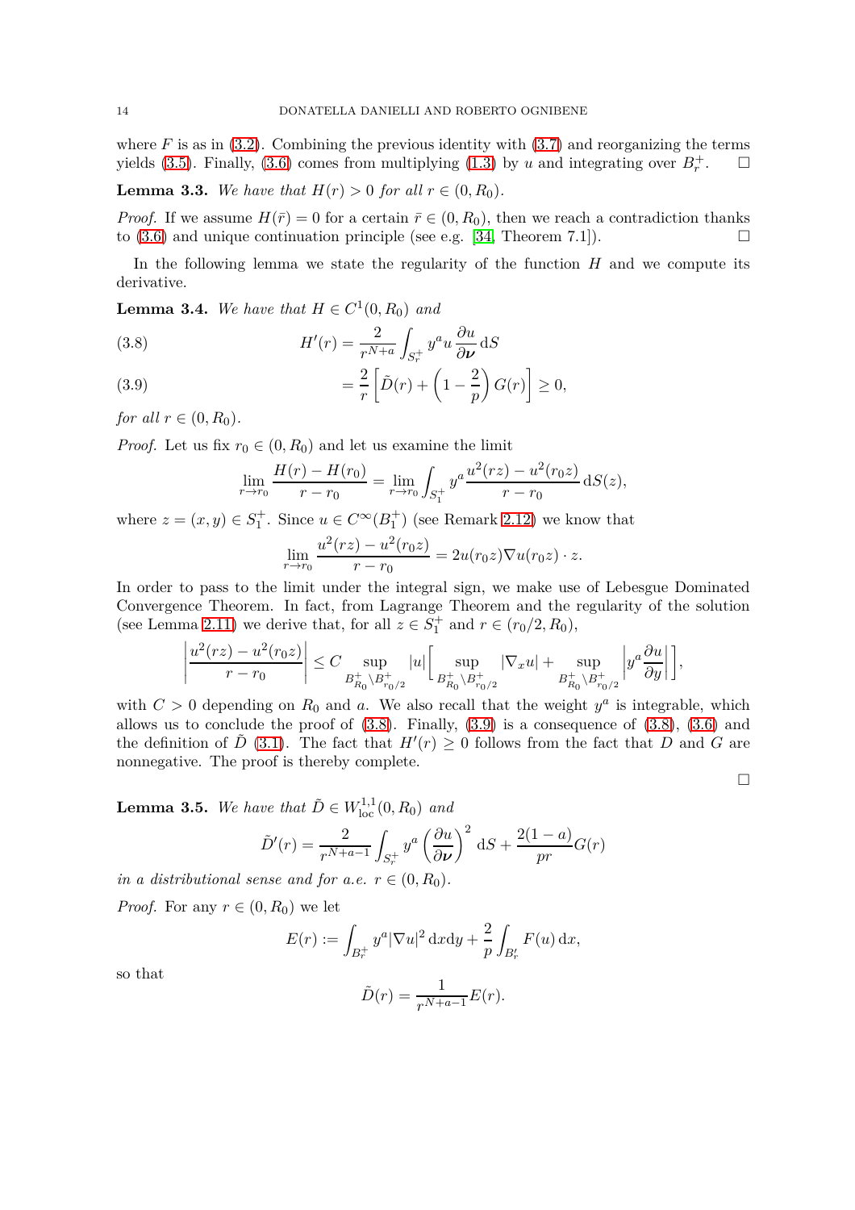where $F$ is as in (3.2). Combining the previous identity with (3.7) and reorganizing the terms yields (3.5). Finally, (3.6) comes from multiplying (1.3) by $u$ and integrating over $B_r^+$. $\square$

**Lemma 3.3.** *We have that $H(r) > 0$ for all $r \in (0, R_0)$.*

*Proof.* If we assume $H(\bar{r}) = 0$ for a certain $\bar{r} \in (0, R_0)$, then we reach a contradiction thanks to (3.6) and unique continuation principle (see e.g. [34, Theorem 7.1]). $\square$

In the following lemma we state the regularity of the function $H$ and we compute its derivative.

**Lemma 3.4.** *We have that $H \in C^1(0, R_0)$ and*

$$H'(r) = \frac{2}{r^{N+a}} \int_{S_r^+} y^a u \frac{\partial u}{\partial \boldsymbol{\nu}} \, \mathrm{d}S \tag{3.8}$$

$$= \frac{2}{r} \left[ \tilde{D}(r) + \left(1 - \frac{2}{p}\right) G(r) \right] \geq 0, \tag{3.9}$$

*for all $r \in (0, R_0)$.*

*Proof.* Let us fix $r_0 \in (0, R_0)$ and let us examine the limit

$$\lim_{r \to r_0} \frac{H(r) - H(r_0)}{r - r_0} = \lim_{r \to r_0} \int_{S_1^+} y^a \frac{u^2(rz) - u^2(r_0 z)}{r - r_0} \, \mathrm{d}S(z),$$

where $z = (x, y) \in S_1^+$. Since $u \in C^\infty(B_1^+)$ (see Remark 2.12) we know that

$$\lim_{r \to r_0} \frac{u^2(rz) - u^2(r_0 z)}{r - r_0} = 2u(r_0 z) \nabla u(r_0 z) \cdot z.$$

In order to pass to the limit under the integral sign, we make use of Lebesgue Dominated Convergence Theorem. In fact, from Lagrange Theorem and the regularity of the solution (see Lemma 2.11) we derive that, for all $z \in S_1^+$ and $r \in (r_0/2, R_0)$,

$$\left| \frac{u^2(rz) - u^2(r_0 z)}{r - r_0} \right| \leq C \sup_{B_{R_0}^+ \setminus B_{r_0/2}^+} |u| \left[ \sup_{B_{R_0}^+ \setminus B_{r_0/2}^+} |\nabla_x u| + \sup_{B_{R_0}^+ \setminus B_{r_0/2}^+} \left| y^a \frac{\partial u}{\partial y} \right| \right],$$

with $C > 0$ depending on $R_0$ and $a$. We also recall that the weight $y^a$ is integrable, which allows us to conclude the proof of (3.8). Finally, (3.9) is a consequence of (3.8), (3.6) and the definition of $\tilde{D}$ (3.1). The fact that $H'(r) \geq 0$ follows from the fact that $D$ and $G$ are nonnegative. The proof is thereby complete. $\square$

**Lemma 3.5.** *We have that $\tilde{D} \in W^{1,1}_{\mathrm{loc}}(0, R_0)$ and*

$$\tilde{D}'(r) = \frac{2}{r^{N+a-1}} \int_{S_r^+} y^a \left( \frac{\partial u}{\partial \boldsymbol{\nu}} \right)^2 \mathrm{d}S + \frac{2(1-a)}{pr} G(r)$$

*in a distributional sense and for a.e. $r \in (0, R_0)$.*

*Proof.* For any $r \in (0, R_0)$ we let

$$E(r) := \int_{B_r^+} y^a |\nabla u|^2 \, \mathrm{d}x\mathrm{d}y + \frac{2}{p} \int_{B_r'} F(u) \, \mathrm{d}x,$$

so that

$$\tilde{D}(r) = \frac{1}{r^{N+a-1}} E(r).$$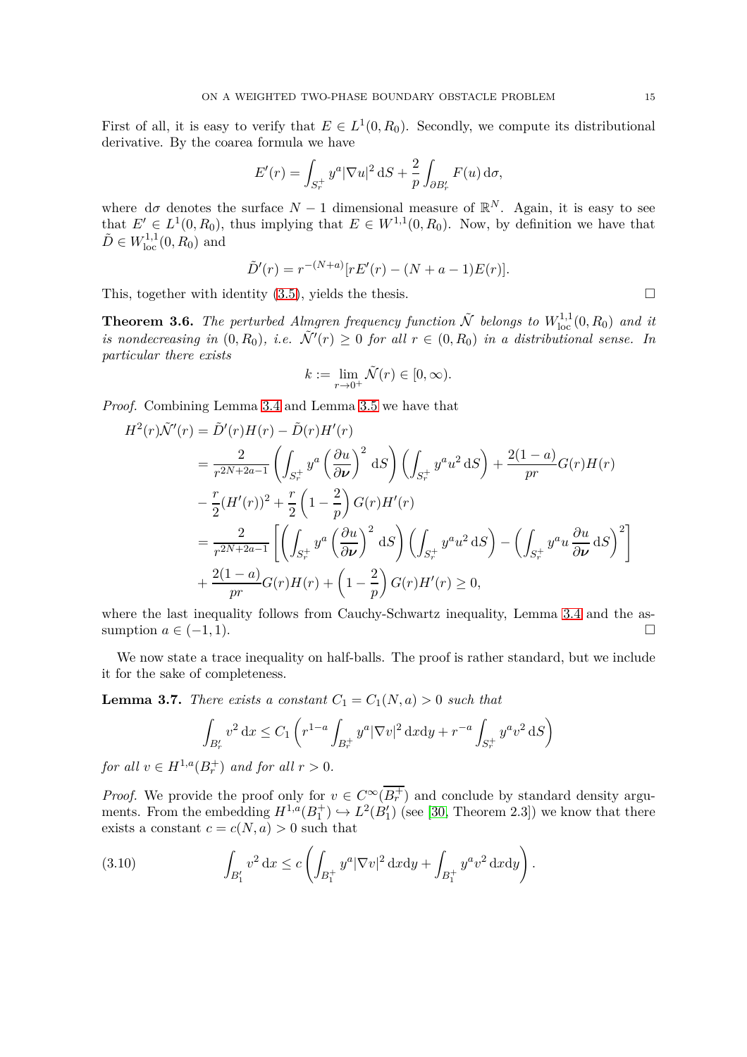First of all, it is easy to verify that $E \in L^1(0, R_0)$. Secondly, we compute its distributional derivative. By the coarea formula we have

$$E'(r) = \int_{S_r^+} y^a |\nabla u|^2 \, \mathrm{d}S + \frac{2}{p} \int_{\partial B_r'} F(u) \, \mathrm{d}\sigma,$$

where $\mathrm{d}\sigma$ denotes the surface $N-1$ dimensional measure of $\mathbb{R}^N$. Again, it is easy to see that $E' \in L^1(0, R_0)$, thus implying that $E \in W^{1,1}(0, R_0)$. Now, by definition we have that $\tilde{D} \in W^{1,1}_{\mathrm{loc}}(0, R_0)$ and

$$\tilde{D}'(r) = r^{-(N+a)}[rE'(r) - (N+a-1)E(r)].$$

This, together with identity (3.5), yields the thesis. □

**Theorem 3.6.** *The perturbed Almgren frequency function $\tilde{\mathcal{N}}$ belongs to $W^{1,1}_{\mathrm{loc}}(0, R_0)$ and it is nondecreasing in $(0, R_0)$, i.e. $\tilde{\mathcal{N}}'(r) \geq 0$ for all $r \in (0, R_0)$ in a distributional sense. In particular there exists*

$$k := \lim_{r \to 0^+} \tilde{\mathcal{N}}(r) \in [0, \infty).$$

*Proof.* Combining Lemma 3.4 and Lemma 3.5 we have that

$$\begin{aligned}
H^2(r)\tilde{\mathcal{N}}'(r) &= \tilde{D}'(r)H(r) - \tilde{D}(r)H'(r) \\
&= \frac{2}{r^{2N+2a-1}} \left( \int_{S_r^+} y^a \left( \frac{\partial u}{\partial \boldsymbol{\nu}} \right)^2 \mathrm{d}S \right) \left( \int_{S_r^+} y^a u^2 \, \mathrm{d}S \right) + \frac{2(1-a)}{pr} G(r)H(r) \\
&\quad - \frac{r}{2}(H'(r))^2 + \frac{r}{2}\left(1 - \frac{2}{p}\right) G(r)H'(r) \\
&= \frac{2}{r^{2N+2a-1}} \left[ \left( \int_{S_r^+} y^a \left( \frac{\partial u}{\partial \boldsymbol{\nu}} \right)^2 \mathrm{d}S \right) \left( \int_{S_r^+} y^a u^2 \, \mathrm{d}S \right) - \left( \int_{S_r^+} y^a u \frac{\partial u}{\partial \boldsymbol{\nu}} \, \mathrm{d}S \right)^2 \right] \\
&\quad + \frac{2(1-a)}{pr} G(r)H(r) + \left(1 - \frac{2}{p}\right) G(r)H'(r) \geq 0,
\end{aligned}$$

where the last inequality follows from Cauchy-Schwartz inequality, Lemma 3.4 and the assumption $a \in (-1, 1)$. □

We now state a trace inequality on half-balls. The proof is rather standard, but we include it for the sake of completeness.

**Lemma 3.7.** *There exists a constant $C_1 = C_1(N, a) > 0$ such that*

$$\int_{B_r'} v^2 \, \mathrm{d}x \leq C_1 \left( r^{1-a} \int_{B_r^+} y^a |\nabla v|^2 \, \mathrm{d}x\mathrm{d}y + r^{-a} \int_{S_r^+} y^a v^2 \, \mathrm{d}S \right)$$

*for all $v \in H^{1,a}(B_r^+)$ and for all $r > 0$.*

*Proof.* We provide the proof only for $v \in C^\infty(\overline{B_r^+})$ and conclude by standard density arguments. From the embedding $H^{1,a}(B_1^+) \hookrightarrow L^2(B_1')$ (see [30, Theorem 2.3]) we know that there exists a constant $c = c(N, a) > 0$ such that

$$\int_{B_1'} v^2 \, \mathrm{d}x \leq c \left( \int_{B_1^+} y^a |\nabla v|^2 \, \mathrm{d}x\mathrm{d}y + \int_{B_1^+} y^a v^2 \, \mathrm{d}x\mathrm{d}y \right). \tag{3.10}$$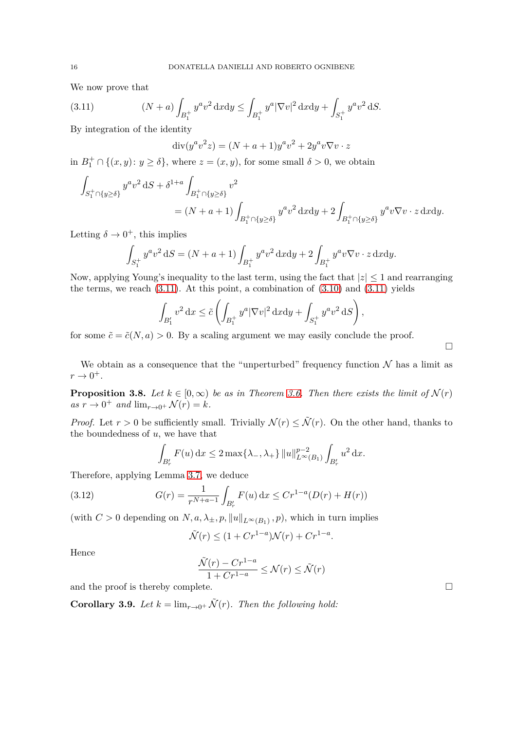We now prove that

$$(N+a)\int_{B_1^+} y^a v^2 \,\mathrm{d}x\mathrm{d}y \le \int_{B_1^+} y^a |\nabla v|^2 \,\mathrm{d}x\mathrm{d}y + \int_{S_1^+} y^a v^2 \,\mathrm{d}S. \tag{3.11}$$

By integration of the identity

$$\operatorname{div}(y^a v^2 z) = (N+a+1) y^a v^2 + 2 y^a v \nabla v \cdot z$$

in $B_1^+ \cap \{(x,y)\colon y \ge \delta\}$, where $z = (x,y)$, for some small $\delta > 0$, we obtain

$$\int_{S_1^+ \cap \{y \ge \delta\}} y^a v^2 \,\mathrm{d}S + \delta^{1+a} \int_{B_1^+ \cap \{y \ge \delta\}} v^2$$
$$= (N+a+1)\int_{B_1^+ \cap \{y\ge\delta\}} y^a v^2 \,\mathrm{d}x\mathrm{d}y + 2\int_{B_1^+ \cap \{y \ge \delta\}} y^a v \nabla v \cdot z \,\mathrm{d}x\mathrm{d}y.$$

Letting $\delta \to 0^+$, this implies

$$\int_{S_1^+} y^a v^2 \,\mathrm{d}S = (N+a+1)\int_{B_1^+} y^a v^2 \,\mathrm{d}x\mathrm{d}y + 2\int_{B_1^+} y^a v \nabla v \cdot z \,\mathrm{d}x\mathrm{d}y.$$

Now, applying Young's inequality to the last term, using the fact that $|z| \le 1$ and rearranging the terms, we reach (3.11). At this point, a combination of (3.10) and (3.11) yields

$$\int_{B_1'} v^2 \,\mathrm{d}x \le \tilde{c}\left(\int_{B_1^+} y^a |\nabla v|^2 \,\mathrm{d}x\mathrm{d}y + \int_{S_1^+} y^a v^2 \,\mathrm{d}S\right),$$

for some $\tilde{c} = \tilde{c}(N,a) > 0$. By a scaling argument we may easily conclude the proof. $\square$

We obtain as a consequence that the "unperturbed" frequency function $\mathcal{N}$ has a limit as $r \to 0^+$.

**Proposition 3.8.** *Let $k \in [0,\infty)$ be as in Theorem 3.6. Then there exists the limit of $\mathcal{N}(r)$ as $r \to 0^+$ and $\lim_{r\to 0^+} \mathcal{N}(r) = k$.*

*Proof.* Let $r > 0$ be sufficiently small. Trivially $\mathcal{N}(r) \le \tilde{\mathcal{N}}(r)$. On the other hand, thanks to the boundedness of $u$, we have that

$$\int_{B_r'} F(u)\,\mathrm{d}x \le 2\max\{\lambda_-,\lambda_+\}\, \|u\|_{L^\infty(B_1)}^{p-2} \int_{B_r'} u^2 \,\mathrm{d}x.$$

Therefore, applying Lemma 3.7, we deduce

$$G(r) = \frac{1}{r^{N+a-1}}\int_{B_r'} F(u)\,\mathrm{d}x \le C r^{1-a}(D(r) + H(r)) \tag{3.12}$$

(with $C > 0$ depending on $N, a, \lambda_\pm, p, \|u\|_{L^\infty(B_1)}, p$), which in turn implies

$$\tilde{\mathcal{N}}(r) \le (1 + C r^{1-a})\mathcal{N}(r) + C r^{1-a}.$$

Hence

$$\frac{\tilde{\mathcal{N}}(r) - C r^{1-a}}{1 + C r^{1-a}} \le \mathcal{N}(r) \le \tilde{\mathcal{N}}(r)$$

and the proof is thereby complete. $\square$

**Corollary 3.9.** *Let $k = \lim_{r\to 0^+} \tilde{\mathcal{N}}(r)$. Then the following hold:*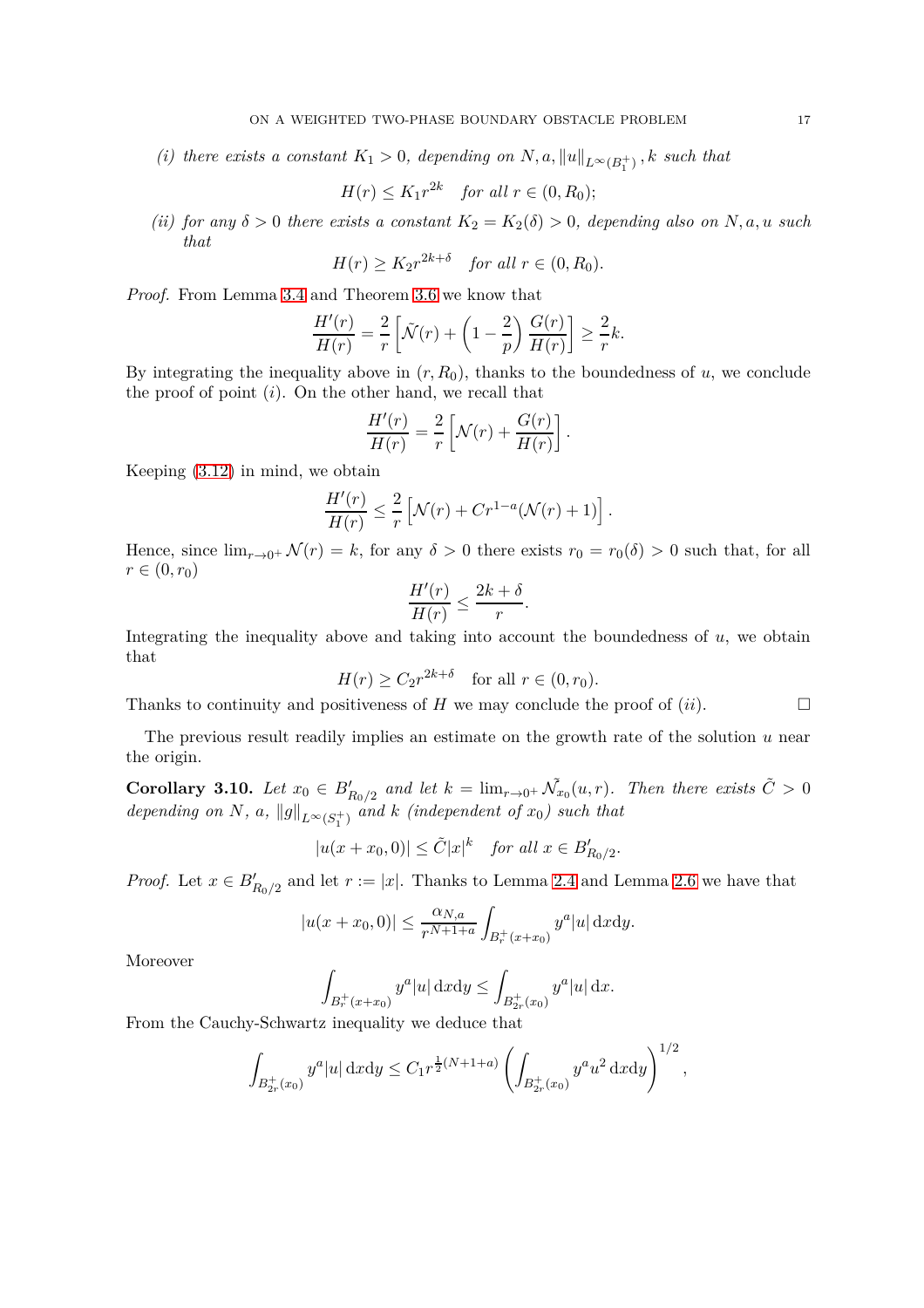*(i) there exists a constant $K_1 > 0$, depending on $N, a, \|u\|_{L^\infty(B_1^+)}, k$ such that*

$$H(r) \leq K_1 r^{2k} \quad \textit{for all } r \in (0, R_0);$$

*(ii) for any $\delta > 0$ there exists a constant $K_2 = K_2(\delta) > 0$, depending also on $N, a, u$ such that*

$$H(r) \geq K_2 r^{2k+\delta} \quad \textit{for all } r \in (0, R_0).$$

*Proof.* From Lemma 3.4 and Theorem 3.6 we know that

$$\frac{H'(r)}{H(r)} = \frac{2}{r}\left[\tilde{\mathcal{N}}(r) + \left(1 - \frac{2}{p}\right)\frac{G(r)}{H(r)}\right] \geq \frac{2}{r}k.$$

By integrating the inequality above in $(r, R_0)$, thanks to the boundedness of $u$, we conclude the proof of point $(i)$. On the other hand, we recall that

$$\frac{H'(r)}{H(r)} = \frac{2}{r}\left[\mathcal{N}(r) + \frac{G(r)}{H(r)}\right].$$

Keeping (3.12) in mind, we obtain

$$\frac{H'(r)}{H(r)} \leq \frac{2}{r}\left[\mathcal{N}(r) + Cr^{1-a}(\mathcal{N}(r) + 1)\right].$$

Hence, since $\lim_{r\to 0^+}\mathcal{N}(r) = k$, for any $\delta > 0$ there exists $r_0 = r_0(\delta) > 0$ such that, for all $r \in (0, r_0)$

$$\frac{H'(r)}{H(r)} \leq \frac{2k+\delta}{r}.$$

Integrating the inequality above and taking into account the boundedness of $u$, we obtain that

$$H(r) \geq C_2 r^{2k+\delta} \quad \text{for all } r \in (0, r_0).$$

Thanks to continuity and positiveness of $H$ we may conclude the proof of $(ii)$. □

The previous result readily implies an estimate on the growth rate of the solution $u$ near the origin.

**Corollary 3.10.** *Let $x_0 \in B'_{R_0/2}$ and let $k = \lim_{r\to 0^+}\tilde{\mathcal{N}}_{x_0}(u, r)$. Then there exists $\tilde{C} > 0$ depending on $N$, $a$, $\|g\|_{L^\infty(S_1^+)}$ and $k$ (independent of $x_0$) such that*

$$|u(x + x_0, 0)| \leq \tilde{C}|x|^k \quad \textit{for all } x \in B'_{R_0/2}.$$

*Proof.* Let $x \in B'_{R_0/2}$ and let $r := |x|$. Thanks to Lemma 2.4 and Lemma 2.6 we have that

$$|u(x + x_0, 0)| \leq \frac{\alpha_{N,a}}{r^{N+1+a}}\int_{B_r^+(x+x_0)} y^a|u| \,\mathrm{d}x\mathrm{d}y.$$

Moreover

$$\int_{B_r^+(x+x_0)} y^a|u| \,\mathrm{d}x\mathrm{d}y \leq \int_{B_{2r}^+(x_0)} y^a|u| \,\mathrm{d}x.$$

From the Cauchy-Schwartz inequality we deduce that

$$\int_{B_{2r}^+(x_0)} y^a|u| \,\mathrm{d}x\mathrm{d}y \leq C_1 r^{\frac{1}{2}(N+1+a)}\left(\int_{B_{2r}^+(x_0)} y^a u^2 \,\mathrm{d}x\mathrm{d}y\right)^{1/2},$$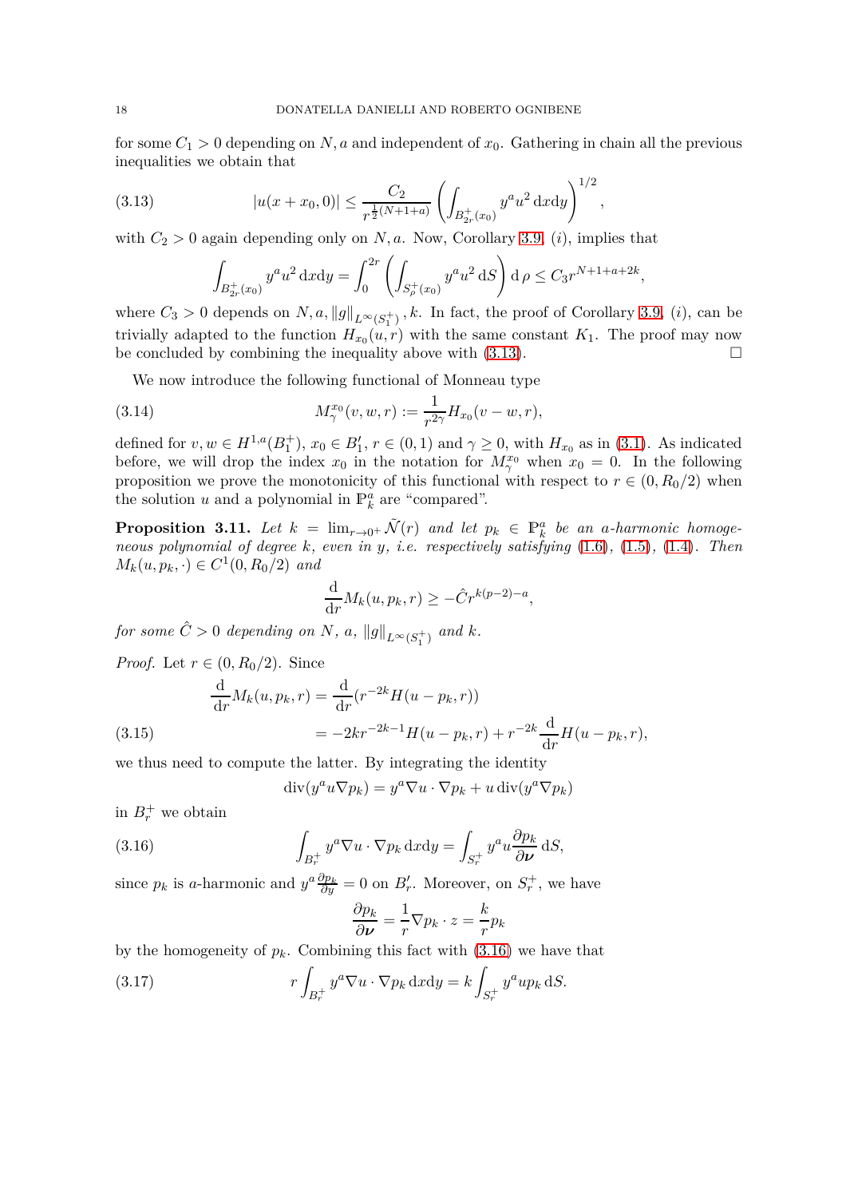for some $C_1 > 0$ depending on $N, a$ and independent of $x_0$. Gathering in chain all the previous inequalities we obtain that

$$|u(x+x_0,0)| \leq \frac{C_2}{r^{\frac{1}{2}(N+1+a)}} \left( \int_{B^+_{2r}(x_0)} y^a u^2 \,\mathrm{d}x\mathrm{d}y \right)^{1/2}, \tag{3.13}$$

with $C_2 > 0$ again depending only on $N, a$. Now, Corollary 3.9, $(i)$, implies that

$$\int_{B^+_{2r}(x_0)} y^a u^2 \,\mathrm{d}x\mathrm{d}y = \int_0^{2r} \left( \int_{S^+_\rho(x_0)} y^a u^2 \,\mathrm{d}S \right) \mathrm{d}\,\rho \leq C_3 r^{N+1+a+2k},$$

where $C_3 > 0$ depends on $N, a, \|g\|_{L^\infty(S_1^+)}, k$. In fact, the proof of Corollary 3.9, $(i)$, can be trivially adapted to the function $H_{x_0}(u,r)$ with the same constant $K_1$. The proof may now be concluded by combining the inequality above with (3.13). $\square$

We now introduce the following functional of Monneau type

$$M^{x_0}_\gamma(v,w,r) := \frac{1}{r^{2\gamma}} H_{x_0}(v-w,r), \tag{3.14}$$

defined for $v, w \in H^{1,a}(B_1^+)$, $x_0 \in B_1'$, $r \in (0,1)$ and $\gamma \geq 0$, with $H_{x_0}$ as in (3.1). As indicated before, we will drop the index $x_0$ in the notation for $M^{x_0}_\gamma$ when $x_0 = 0$. In the following proposition we prove the monotonicity of this functional with respect to $r \in (0, R_0/2)$ when the solution $u$ and a polynomial in $\mathbb{P}^a_k$ are "compared".

**Proposition 3.11.** *Let $k = \lim_{r\to 0^+} \tilde{\mathcal{N}}(r)$ and let $p_k \in \mathbb{P}^a_k$ be an $a$-harmonic homogeneous polynomial of degree $k$, even in $y$, i.e. respectively satisfying (1.6), (1.5), (1.4). Then $M_k(u, p_k, \cdot) \in C^1(0, R_0/2)$ and*

$$\frac{\mathrm{d}}{\mathrm{d}r} M_k(u, p_k, r) \geq -\hat{C} r^{k(p-2)-a},$$

*for some $\hat{C} > 0$ depending on $N$, $a$, $\|g\|_{L^\infty(S_1^+)}$ and $k$.*

*Proof.* Let $r \in (0, R_0/2)$. Since

$$\begin{aligned} \frac{\mathrm{d}}{\mathrm{d}r} M_k(u,p_k,r) &= \frac{\mathrm{d}}{\mathrm{d}r}(r^{-2k} H(u-p_k,r)) \\ &= -2k r^{-2k-1} H(u-p_k,r) + r^{-2k} \frac{\mathrm{d}}{\mathrm{d}r} H(u-p_k,r), \end{aligned} \tag{3.15}$$

we thus need to compute the latter. By integrating the identity

$$\mathrm{div}(y^a u \nabla p_k) = y^a \nabla u \cdot \nabla p_k + u \,\mathrm{div}(y^a \nabla p_k)$$

in $B_r^+$ we obtain

$$\int_{B_r^+} y^a \nabla u \cdot \nabla p_k \,\mathrm{d}x\mathrm{d}y = \int_{S_r^+} y^a u \frac{\partial p_k}{\partial \boldsymbol{\nu}} \,\mathrm{d}S, \tag{3.16}$$

since $p_k$ is $a$-harmonic and $y^a \frac{\partial p_k}{\partial y} = 0$ on $B_r'$. Moreover, on $S_r^+$, we have

$$\frac{\partial p_k}{\partial \boldsymbol{\nu}} = \frac{1}{r} \nabla p_k \cdot z = \frac{k}{r} p_k$$

by the homogeneity of $p_k$. Combining this fact with (3.16) we have that

$$r \int_{B_r^+} y^a \nabla u \cdot \nabla p_k \,\mathrm{d}x\mathrm{d}y = k \int_{S_r^+} y^a u p_k \,\mathrm{d}S. \tag{3.17}$$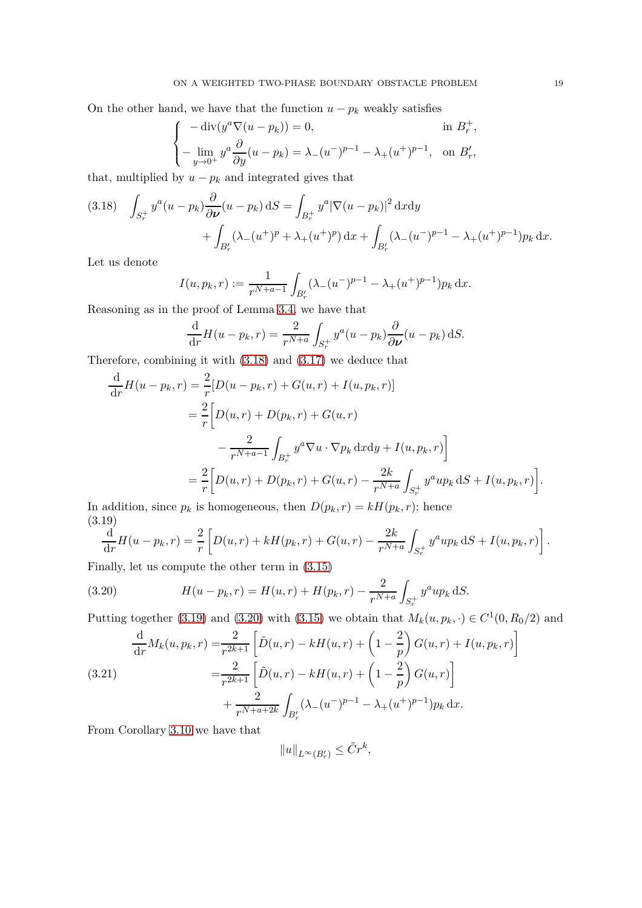On the other hand, we have that the function $u - p_k$ weakly satisfies

$$
\begin{cases}
-\operatorname{div}(y^a \nabla(u - p_k)) = 0, & \text{in } B_r^+, \\
-\displaystyle\lim_{y\to 0^+} y^a \frac{\partial}{\partial y}(u - p_k) = \lambda_-(u^-)^{p-1} - \lambda_+(u^+)^{p-1}, & \text{on } B_r',
\end{cases}
$$

that, multiplied by $u - p_k$ and integrated gives that

$$
\begin{aligned}
(3.18)\quad \int_{S_r^+} y^a (u - p_k) \frac{\partial}{\partial \boldsymbol{\nu}}(u - p_k)\,\mathrm{d}S &= \int_{B_r^+} y^a |\nabla(u - p_k)|^2 \,\mathrm{d}x\mathrm{d}y \\
&+ \int_{B_r'} (\lambda_-(u^+)^p + \lambda_+(u^+)^p)\,\mathrm{d}x + \int_{B_r'} (\lambda_-(u^-)^{p-1} - \lambda_+(u^+)^{p-1}) p_k \,\mathrm{d}x.
\end{aligned}
$$

Let us denote

$$
I(u, p_k, r) := \frac{1}{r^{N+a-1}} \int_{B_r'} (\lambda_-(u^-)^{p-1} - \lambda_+(u^+)^{p-1}) p_k \,\mathrm{d}x.
$$

Reasoning as in the proof of Lemma 3.4, we have that

$$
\frac{\mathrm{d}}{\mathrm{d}r} H(u - p_k, r) = \frac{2}{r^{N+a}} \int_{S_r^+} y^a (u - p_k) \frac{\partial}{\partial \boldsymbol{\nu}}(u - p_k)\,\mathrm{d}S.
$$

Therefore, combining it with (3.18) and (3.17) we deduce that

$$
\begin{aligned}
\frac{\mathrm{d}}{\mathrm{d}r} H(u - p_k, r) &= \frac{2}{r}[D(u - p_k, r) + G(u, r) + I(u, p_k, r)] \\
&= \frac{2}{r}\bigg[D(u, r) + D(p_k, r) + G(u, r) \\
&\qquad - \frac{2}{r^{N+a-1}} \int_{B_r^+} y^a \nabla u \cdot \nabla p_k \,\mathrm{d}x\mathrm{d}y + I(u, p_k, r)\bigg] \\
&= \frac{2}{r}\bigg[D(u, r) + D(p_k, r) + G(u, r) - \frac{2k}{r^{N+a}} \int_{S_r^+} y^a u p_k \,\mathrm{d}S + I(u, p_k, r)\bigg].
\end{aligned}
$$

In addition, since $p_k$ is homogeneous, then $D(p_k, r) = kH(p_k, r)$; hence

$$
(3.19)\quad \frac{\mathrm{d}}{\mathrm{d}r} H(u - p_k, r) = \frac{2}{r}\left[D(u, r) + kH(p_k, r) + G(u, r) - \frac{2k}{r^{N+a}} \int_{S_r^+} y^a u p_k \,\mathrm{d}S + I(u, p_k, r)\right].
$$

Finally, let us compute the other term in (3.15)

$$
(3.20)\qquad H(u - p_k, r) = H(u, r) + H(p_k, r) - \frac{2}{r^{N+a}} \int_{S_r^+} y^a u p_k \,\mathrm{d}S.
$$

Putting together (3.19) and (3.20) with (3.15) we obtain that $M_k(u, p_k, \cdot) \in C^1(0, R_0/2)$ and

$$
\begin{aligned}
\frac{\mathrm{d}}{\mathrm{d}r} M_k(u, p_k, r) &= \frac{2}{r^{2k+1}} \left[\tilde{D}(u, r) - kH(u, r) + \left(1 - \frac{2}{p}\right) G(u, r) + I(u, p_k, r)\right] \\
(3.21)\qquad &= \frac{2}{r^{2k+1}} \left[\tilde{D}(u, r) - kH(u, r) + \left(1 - \frac{2}{p}\right) G(u, r)\right] \\
&\quad + \frac{2}{r^{N+a+2k}} \int_{B_r'} (\lambda_-(u^-)^{p-1} - \lambda_+(u^+)^{p-1}) p_k \,\mathrm{d}x.
\end{aligned}
$$

From Corollary 3.10 we have that

$$
\|u\|_{L^\infty(B_r')} \le \tilde{C} r^k,
$$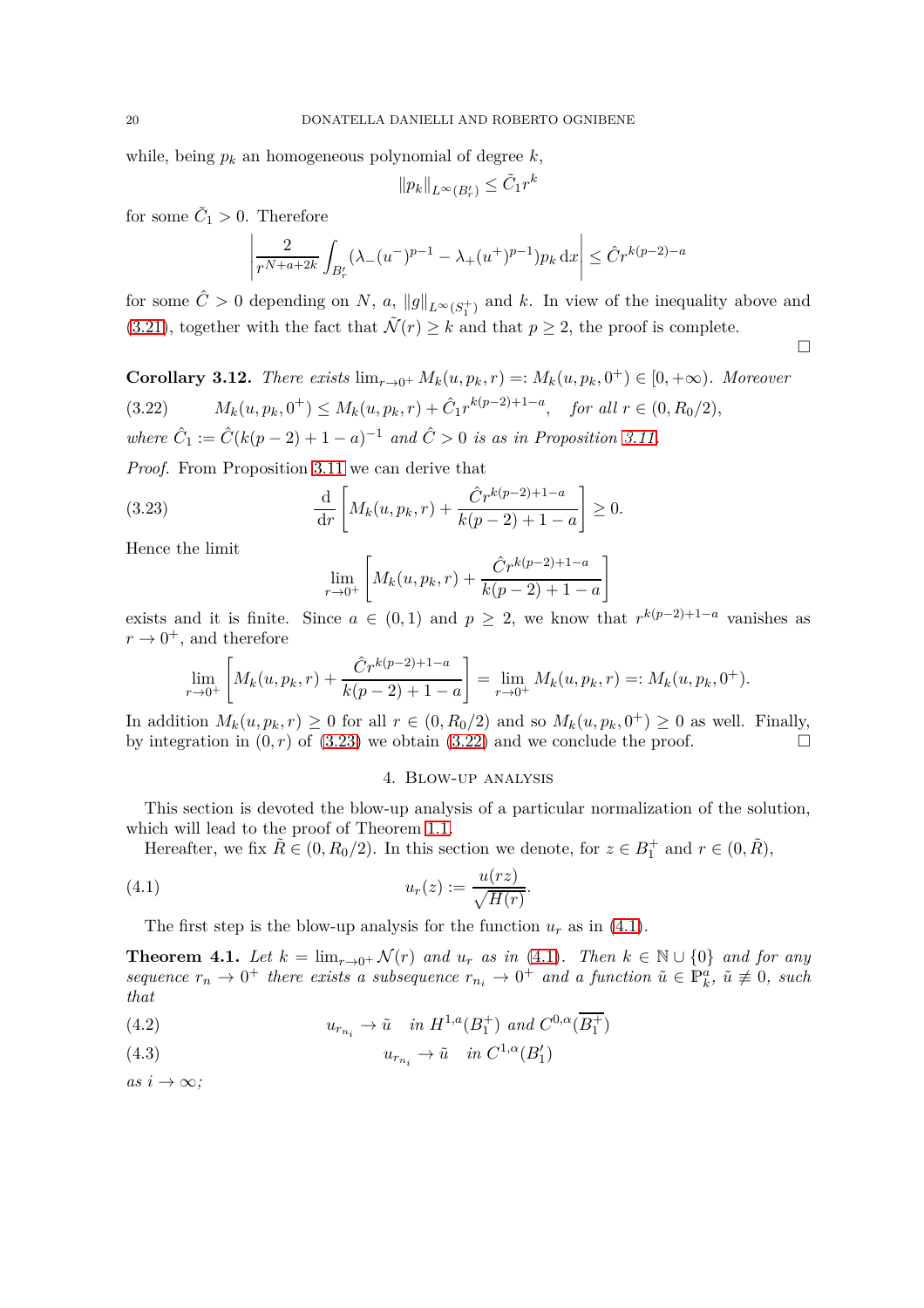while, being $p_k$ an homogeneous polynomial of degree $k$,

$$\|p_k\|_{L^\infty(B'_r)} \le \tilde{C}_1 r^k$$

for some $\tilde{C}_1 > 0$. Therefore

$$\left| \frac{2}{r^{N+a+2k}} \int_{B'_r} (\lambda_-(u^-)^{p-1} - \lambda_+(u^+)^{p-1}) p_k \, \mathrm{d}x \right| \le \hat{C} r^{k(p-2)-a}$$

for some $\hat{C} > 0$ depending on $N$, $a$, $\|g\|_{L^\infty(S_1^+)}$ and $k$. In view of the inequality above and (3.21), together with the fact that $\tilde{\mathcal{N}}(r) \ge k$ and that $p \ge 2$, the proof is complete. ∎

**Corollary 3.12.** *There exists* $\lim_{r\to 0^+} M_k(u, p_k, r) =: M_k(u, p_k, 0^+) \in [0, +\infty)$. *Moreover*

$$M_k(u, p_k, 0^+) \le M_k(u, p_k, r) + \hat{C}_1 r^{k(p-2)+1-a}, \quad \text{for all } r \in (0, R_0/2), \tag{3.22}$$

*where* $\hat{C}_1 := \hat{C}(k(p-2)+1-a)^{-1}$ *and* $\hat{C} > 0$ *is as in Proposition 3.11.*

*Proof.* From Proposition 3.11 we can derive that

$$\frac{\mathrm{d}}{\mathrm{d}r}\left[ M_k(u, p_k, r) + \frac{\hat{C} r^{k(p-2)+1-a}}{k(p-2)+1-a} \right] \ge 0. \tag{3.23}$$

Hence the limit

$$\lim_{r\to 0^+} \left[ M_k(u, p_k, r) + \frac{\hat{C} r^{k(p-2)+1-a}}{k(p-2)+1-a} \right]$$

exists and it is finite. Since $a \in (0,1)$ and $p \ge 2$, we know that $r^{k(p-2)+1-a}$ vanishes as $r \to 0^+$, and therefore

$$\lim_{r\to 0^+} \left[ M_k(u, p_k, r) + \frac{\hat{C} r^{k(p-2)+1-a}}{k(p-2)+1-a} \right] = \lim_{r\to 0^+} M_k(u, p_k, r) =: M_k(u, p_k, 0^+).$$

In addition $M_k(u, p_k, r) \ge 0$ for all $r \in (0, R_0/2)$ and so $M_k(u, p_k, 0^+) \ge 0$ as well. Finally, by integration in $(0, r)$ of (3.23) we obtain (3.22) and we conclude the proof. ∎

## 4. Blow-up analysis

This section is devoted the blow-up analysis of a particular normalization of the solution, which will lead to the proof of Theorem 1.1.

Hereafter, we fix $\tilde{R} \in (0, R_0/2)$. In this section we denote, for $z \in B_1^+$ and $r \in (0, \tilde{R})$,

$$u_r(z) := \frac{u(rz)}{\sqrt{H(r)}}. \tag{4.1}$$

The first step is the blow-up analysis for the function $u_r$ as in (4.1).

**Theorem 4.1.** *Let* $k = \lim_{r\to 0^+} \mathcal{N}(r)$ *and* $u_r$ *as in* (4.1). *Then* $k \in \mathbb{N} \cup \{0\}$ *and for any sequence* $r_n \to 0^+$ *there exists a subsequence* $r_{n_i} \to 0^+$ *and a function* $\tilde{u} \in \mathbb{P}_k^a$, $\tilde{u} \not\equiv 0$, *such that*

$$u_{r_{n_i}} \to \tilde{u} \quad \text{in } H^{1,a}(B_1^+) \text{ and } C^{0,\alpha}(\overline{B_1^+}) \tag{4.2}$$

$$u_{r_{n_i}} \to \tilde{u} \quad \text{in } C^{1,\alpha}(B'_1) \tag{4.3}$$

*as* $i \to \infty$*;*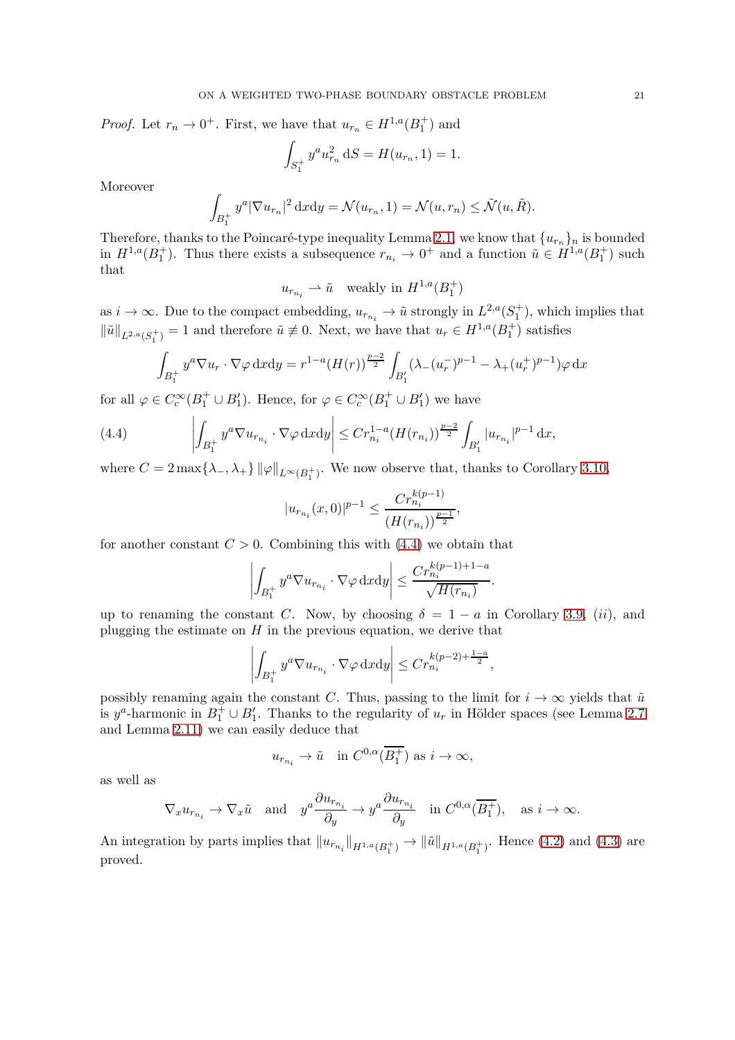*Proof.* Let $r_n \to 0^+$. First, we have that $u_{r_n} \in H^{1,a}(B_1^+)$ and

$$\int_{S_1^+} y^a u_{r_n}^2 \, \mathrm{d}S = H(u_{r_n}, 1) = 1.$$

Moreover

$$\int_{B_1^+} y^a |\nabla u_{r_n}|^2 \, \mathrm{d}x\mathrm{d}y = \mathcal{N}(u_{r_n}, 1) = \mathcal{N}(u, r_n) \le \tilde{\mathcal{N}}(u, \tilde{R}).$$

Therefore, thanks to the Poincaré-type inequality Lemma 2.1, we know that $\{u_{r_n}\}_n$ is bounded in $H^{1,a}(B_1^+)$. Thus there exists a subsequence $r_{n_i} \to 0^+$ and a function $\tilde{u} \in H^{1,a}(B_1^+)$ such that

$$u_{r_{n_i}} \rightharpoonup \tilde{u} \quad \text{weakly in } H^{1,a}(B_1^+)$$

as $i \to \infty$. Due to the compact embedding, $u_{r_{n_i}} \to \tilde{u}$ strongly in $L^{2,a}(S_1^+)$, which implies that $\|\tilde{u}\|_{L^{2,a}(S_1^+)} = 1$ and therefore $\tilde{u} \not\equiv 0$. Next, we have that $u_r \in H^{1,a}(B_1^+)$ satisfies

$$\int_{B_1^+} y^a \nabla u_r \cdot \nabla \varphi \, \mathrm{d}x\mathrm{d}y = r^{1-a}(H(r))^{\frac{p-2}{2}} \int_{B_1'} (\lambda_-(u_r^-)^{p-1} - \lambda_+(u_r^+)^{p-1})\varphi \, \mathrm{d}x$$

for all $\varphi \in C_c^\infty(B_1^+ \cup B_1')$. Hence, for $\varphi \in C_c^\infty(B_1^+ \cup B_1')$ we have

$$\left| \int_{B_1^+} y^a \nabla u_{r_{n_i}} \cdot \nabla \varphi \, \mathrm{d}x\mathrm{d}y \right| \le C r_{n_i}^{1-a} (H(r_{n_i}))^{\frac{p-2}{2}} \int_{B_1'} |u_{r_{n_i}}|^{p-1} \, \mathrm{d}x, \tag{4.4}$$

where $C = 2\max\{\lambda_-, \lambda_+\} \|\varphi\|_{L^\infty(B_1^+)}$. We now observe that, thanks to Corollary 3.10,

$$|u_{r_{n_i}}(x, 0)|^{p-1} \le \frac{C r_{n_i}^{k(p-1)}}{(H(r_{n_i}))^{\frac{p-1}{2}}},$$

for another constant $C > 0$. Combining this with (4.4) we obtain that

$$\left| \int_{B_1^+} y^a \nabla u_{r_{n_i}} \cdot \nabla \varphi \, \mathrm{d}x\mathrm{d}y \right| \le \frac{C r_{n_i}^{k(p-1)+1-a}}{\sqrt{H(r_{n_i})}}.$$

up to renaming the constant $C$. Now, by choosing $\delta = 1 - a$ in Corollary 3.9, $(ii)$, and plugging the estimate on $H$ in the previous equation, we derive that

$$\left| \int_{B_1^+} y^a \nabla u_{r_{n_i}} \cdot \nabla \varphi \, \mathrm{d}x\mathrm{d}y \right| \le C r_{n_i}^{k(p-2)+\frac{1-a}{2}},$$

possibly renaming again the constant $C$. Thus, passing to the limit for $i \to \infty$ yields that $\tilde{u}$ is $y^a$-harmonic in $B_1^+ \cup B_1'$. Thanks to the regularity of $u_r$ in Hölder spaces (see Lemma 2.7 and Lemma 2.11) we can easily deduce that

$$u_{r_{n_i}} \to \tilde{u} \quad \text{in } C^{0,\alpha}(\overline{B_1^+}) \text{ as } i \to \infty,$$

as well as

$$\nabla_x u_{r_{n_i}} \to \nabla_x \tilde{u} \quad \text{and} \quad y^a \frac{\partial u_{r_{n_i}}}{\partial_y} \to y^a \frac{\partial u_{r_{n_i}}}{\partial_y} \quad \text{in } C^{0,\alpha}(\overline{B_1^+}), \quad \text{as } i \to \infty.$$

An integration by parts implies that $\|u_{r_{n_i}}\|_{H^{1,a}(B_1^+)} \to \|\tilde{u}\|_{H^{1,a}(B_1^+)}$. Hence (4.2) and (4.3) are proved.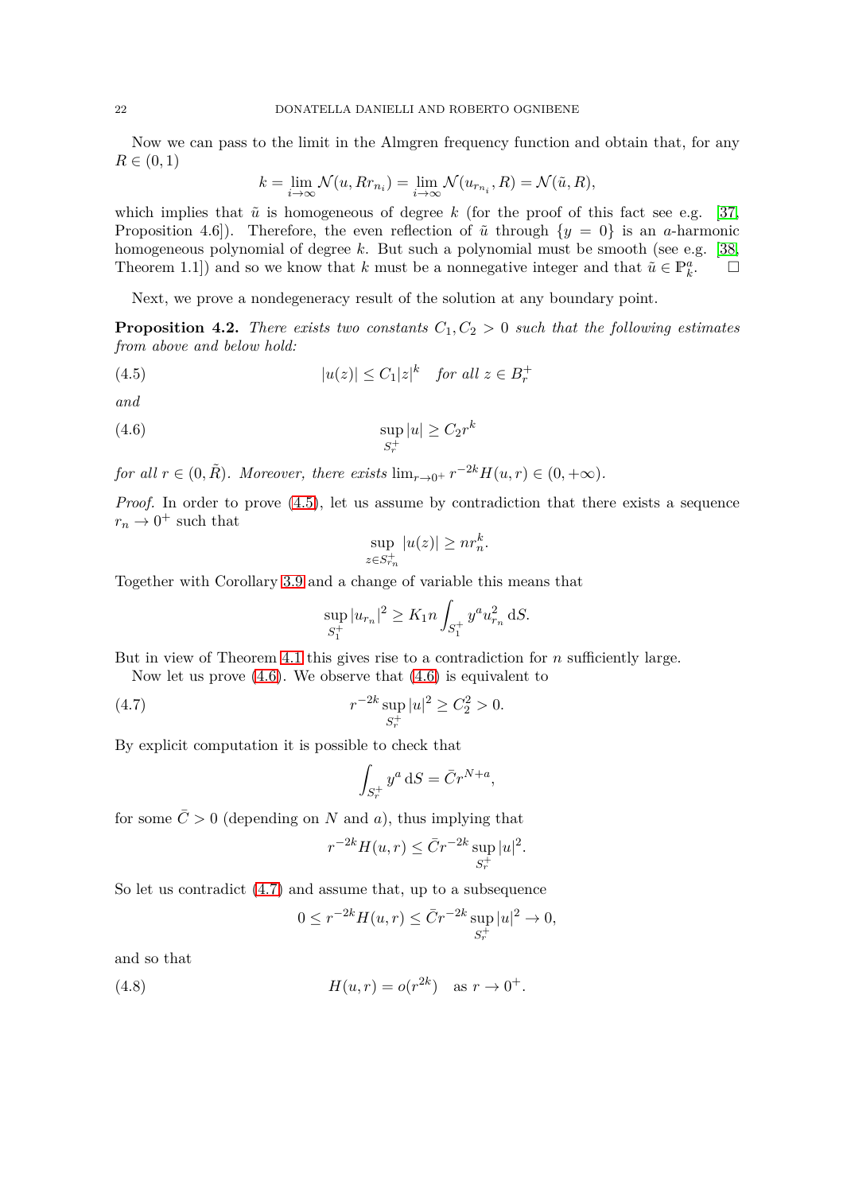Now we can pass to the limit in the Almgren frequency function and obtain that, for any $R \in (0,1)$

$$k = \lim_{i\to\infty} \mathcal{N}(u, Rr_{n_i}) = \lim_{i\to\infty} \mathcal{N}(u_{r_{n_i}}, R) = \mathcal{N}(\tilde{u}, R),$$

which implies that $\tilde{u}$ is homogeneous of degree $k$ (for the proof of this fact see e.g. [37, Proposition 4.6]). Therefore, the even reflection of $\tilde{u}$ through $\{y = 0\}$ is an $a$-harmonic homogeneous polynomial of degree $k$. But such a polynomial must be smooth (see e.g. [38, Theorem 1.1]) and so we know that $k$ must be a nonnegative integer and that $\tilde{u} \in \mathbb{P}_k^a$. $\square$

Next, we prove a nondegeneracy result of the solution at any boundary point.

**Proposition 4.2.** *There exists two constants $C_1, C_2 > 0$ such that the following estimates from above and below hold:*

$$|u(z)| \le C_1 |z|^k \quad \textit{for all } z \in B_r^+ \tag{4.5}$$

*and*

$$\sup_{S_r^+} |u| \ge C_2 r^k \tag{4.6}$$

*for all $r \in (0, \tilde{R})$. Moreover, there exists $\lim_{r\to 0^+} r^{-2k} H(u,r) \in (0, +\infty)$.*

*Proof.* In order to prove (4.5), let us assume by contradiction that there exists a sequence $r_n \to 0^+$ such that

$$\sup_{z\in S_{r_n}^+} |u(z)| \ge n r_n^k.$$

Together with Corollary 3.9 and a change of variable this means that

$$\sup_{S_1^+} |u_{r_n}|^2 \ge K_1 n \int_{S_1^+} y^a u_{r_n}^2 \, \mathrm{d}S.$$

But in view of Theorem 4.1 this gives rise to a contradiction for $n$ sufficiently large.

Now let us prove (4.6). We observe that (4.6) is equivalent to

$$r^{-2k} \sup_{S_r^+} |u|^2 \ge C_2^2 > 0. \tag{4.7}$$

By explicit computation it is possible to check that

$$\int_{S_r^+} y^a \, \mathrm{d}S = \bar{C} r^{N+a},$$

for some $\bar{C} > 0$ (depending on $N$ and $a$), thus implying that

$$r^{-2k} H(u,r) \le \bar{C} r^{-2k} \sup_{S_r^+} |u|^2.$$

So let us contradict (4.7) and assume that, up to a subsequence

$$0 \le r^{-2k} H(u,r) \le \bar{C} r^{-2k} \sup_{S_r^+} |u|^2 \to 0,$$

and so that

$$H(u,r) = o(r^{2k}) \quad \text{as } r \to 0^+. \tag{4.8}$$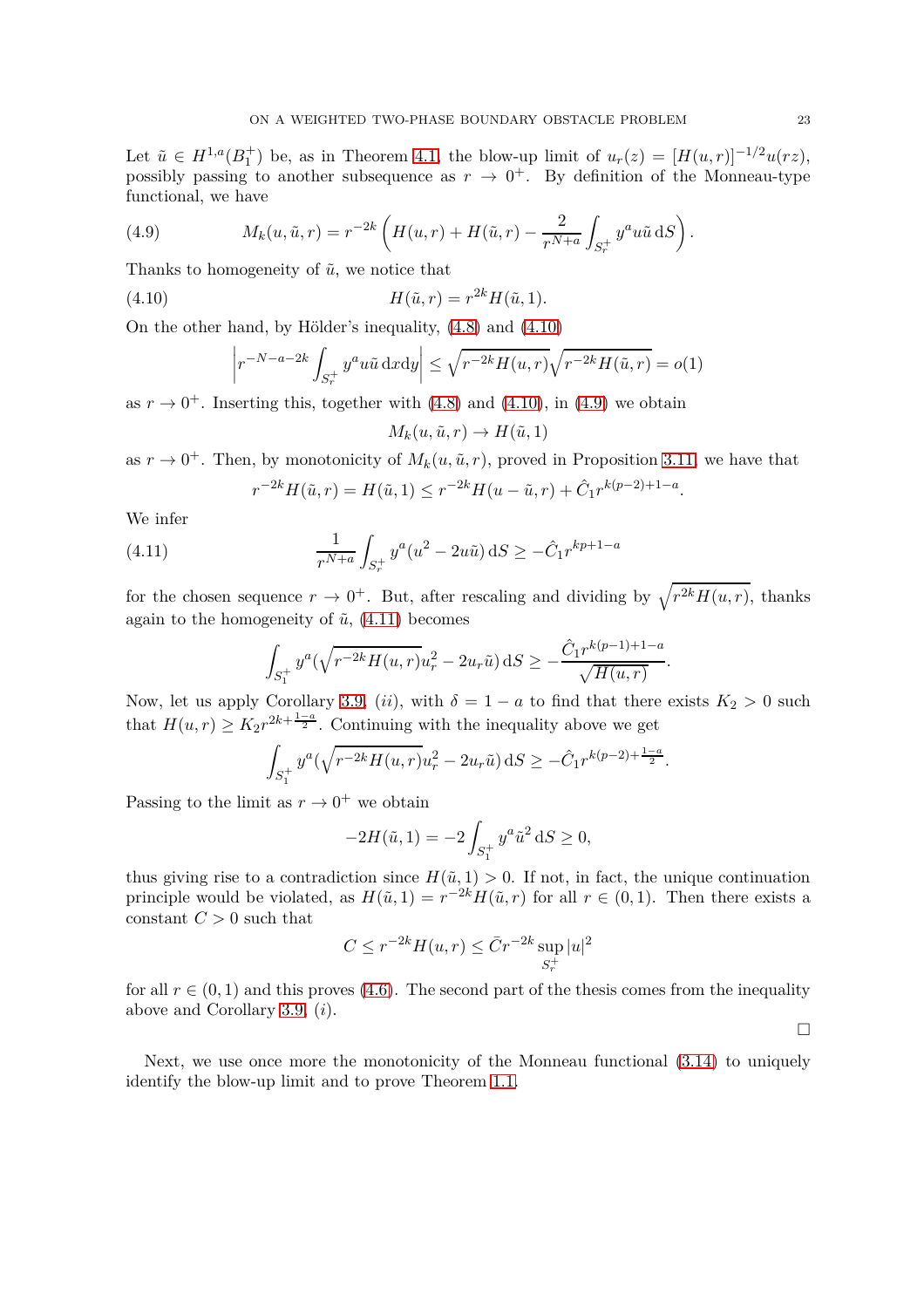Let $\tilde{u} \in H^{1,a}(B_1^+)$ be, as in Theorem 4.1, the blow-up limit of $u_r(z) = [H(u,r)]^{-1/2} u(rz)$, possibly passing to another subsequence as $r \to 0^+$. By definition of the Monneau-type functional, we have

$$M_k(u, \tilde{u}, r) = r^{-2k} \left( H(u,r) + H(\tilde{u}, r) - \frac{2}{r^{N+a}} \int_{S_r^+} y^a u \tilde{u} \, \mathrm{d}S \right). \tag{4.9}$$

Thanks to homogeneity of $\tilde{u}$, we notice that

$$H(\tilde{u}, r) = r^{2k} H(\tilde{u}, 1). \tag{4.10}$$

On the other hand, by Hölder's inequality, (4.8) and (4.10)

$$\left| r^{-N-a-2k} \int_{S_r^+} y^a u \tilde{u} \, \mathrm{d}x \mathrm{d}y \right| \leq \sqrt{r^{-2k} H(u,r)} \sqrt{r^{-2k} H(\tilde{u}, r)} = o(1)$$

as $r \to 0^+$. Inserting this, together with (4.8) and (4.10), in (4.9) we obtain

$$M_k(u, \tilde{u}, r) \to H(\tilde{u}, 1)$$

as $r \to 0^+$. Then, by monotonicity of $M_k(u, \tilde{u}, r)$, proved in Proposition 3.11, we have that

$$r^{-2k} H(\tilde{u}, r) = H(\tilde{u}, 1) \leq r^{-2k} H(u - \tilde{u}, r) + \hat{C}_1 r^{k(p-2)+1-a}.$$

We infer

$$\frac{1}{r^{N+a}} \int_{S_r^+} y^a (u^2 - 2u\tilde{u}) \, \mathrm{d}S \geq -\hat{C}_1 r^{kp+1-a} \tag{4.11}$$

for the chosen sequence $r \to 0^+$. But, after rescaling and dividing by $\sqrt{r^{2k} H(u,r)}$, thanks again to the homogeneity of $\tilde{u}$, (4.11) becomes

$$\int_{S_1^+} y^a (\sqrt{r^{-2k} H(u,r)} u_r^2 - 2u_r \tilde{u}) \, \mathrm{d}S \geq -\frac{\hat{C}_1 r^{k(p-1)+1-a}}{\sqrt{H(u,r)}}.$$

Now, let us apply Corollary 3.9, $(ii)$, with $\delta = 1 - a$ to find that there exists $K_2 > 0$ such that $H(u,r) \geq K_2 r^{2k + \frac{1-a}{2}}$. Continuing with the inequality above we get

$$\int_{S_1^+} y^a (\sqrt{r^{-2k} H(u,r)} u_r^2 - 2u_r \tilde{u}) \, \mathrm{d}S \geq -\hat{C}_1 r^{k(p-2) + \frac{1-a}{2}}.$$

Passing to the limit as $r \to 0^+$ we obtain

$$-2H(\tilde{u}, 1) = -2 \int_{S_1^+} y^a \tilde{u}^2 \, \mathrm{d}S \geq 0,$$

thus giving rise to a contradiction since $H(\tilde{u}, 1) > 0$. If not, in fact, the unique continuation principle would be violated, as $H(\tilde{u}, 1) = r^{-2k} H(\tilde{u}, r)$ for all $r \in (0,1)$. Then there exists a constant $C > 0$ such that

$$C \leq r^{-2k} H(u,r) \leq \bar{C} r^{-2k} \sup_{S_r^+} |u|^2$$

for all $r \in (0,1)$ and this proves (4.6). The second part of the thesis comes from the inequality above and Corollary 3.9, $(i)$.

$\square$

Next, we use once more the monotonicity of the Monneau functional (3.14) to uniquely identify the blow-up limit and to prove Theorem 1.1.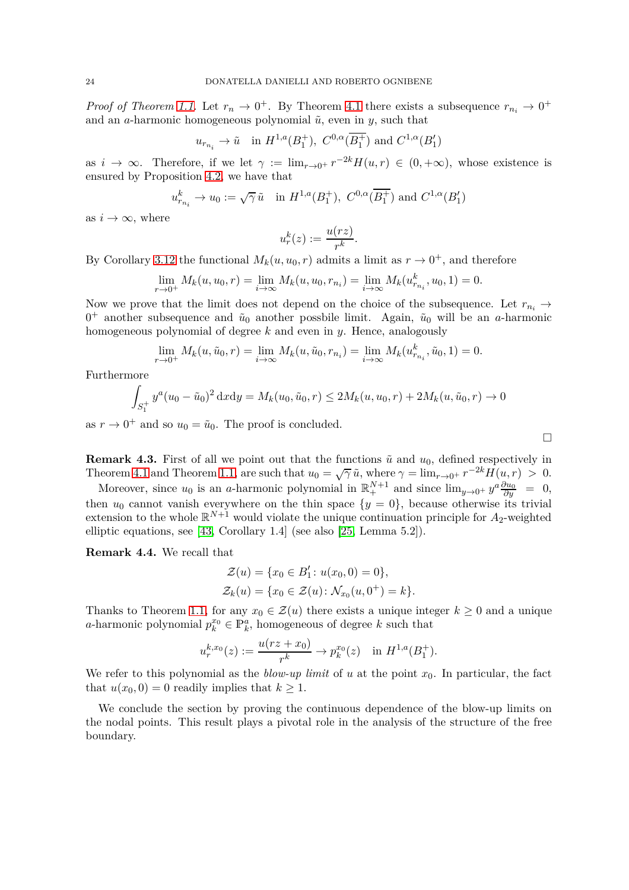*Proof of Theorem 1.1.* Let $r_n \to 0^+$. By Theorem 4.1 there exists a subsequence $r_{n_i} \to 0^+$ and an $a$-harmonic homogeneous polynomial $\tilde{u}$, even in $y$, such that

$$u_{r_{n_i}} \to \tilde{u} \quad \text{in } H^{1,a}(B_1^+),\ C^{0,\alpha}(\overline{B_1^+}) \text{ and } C^{1,\alpha}(B_1')$$

as $i \to \infty$. Therefore, if we let $\gamma := \lim_{r\to 0^+} r^{-2k} H(u,r) \in (0,+\infty)$, whose existence is ensured by Proposition 4.2, we have that

$$u_{r_{n_i}}^k \to u_0 := \sqrt{\gamma}\,\tilde{u} \quad \text{in } H^{1,a}(B_1^+),\ C^{0,\alpha}(\overline{B_1^+}) \text{ and } C^{1,\alpha}(B_1')$$

as $i \to \infty$, where

$$u_r^k(z) := \frac{u(rz)}{r^k}.$$

By Corollary 3.12 the functional $M_k(u,u_0,r)$ admits a limit as $r \to 0^+$, and therefore

$$\lim_{r\to 0^+} M_k(u,u_0,r) = \lim_{i\to\infty} M_k(u,u_0,r_{n_i}) = \lim_{i\to\infty} M_k(u_{r_{n_i}}^k, u_0, 1) = 0.$$

Now we prove that the limit does not depend on the choice of the subsequence. Let $r_{n_i} \to 0^+$ another subsequence and $\tilde{u}_0$ another possbile limit. Again, $\tilde{u}_0$ will be an $a$-harmonic homogeneous polynomial of degree $k$ and even in $y$. Hence, analogously

$$\lim_{r\to 0^+} M_k(u,\tilde{u}_0,r) = \lim_{i\to\infty} M_k(u,\tilde{u}_0,r_{n_i}) = \lim_{i\to\infty} M_k(u_{r_{n_i}}^k, \tilde{u}_0, 1) = 0.$$

Furthermore

$$\int_{S_1^+} y^a (u_0 - \tilde{u}_0)^2 \,\mathrm{d}x\mathrm{d}y = M_k(u_0,\tilde{u}_0,r) \le 2M_k(u,u_0,r) + 2M_k(u,\tilde{u}_0,r) \to 0$$

as $r \to 0^+$ and so $u_0 = \tilde{u}_0$. The proof is concluded. □

**Remark 4.3.** First of all we point out that the functions $\tilde{u}$ and $u_0$, defined respectively in Theorem 4.1 and Theorem 1.1, are such that $u_0 = \sqrt{\gamma}\,\tilde{u}$, where $\gamma = \lim_{r\to 0^+} r^{-2k} H(u,r) > 0$.

Moreover, since $u_0$ is an $a$-harmonic polynomial in $\mathbb{R}^{N+1}_+$ and since $\lim_{y\to 0^+} y^a \frac{\partial u_0}{\partial y} = 0$, then $u_0$ cannot vanish everywhere on the thin space $\{y = 0\}$, because otherwise its trivial extension to the whole $\mathbb{R}^{N+1}$ would violate the unique continuation principle for $A_2$-weighted elliptic equations, see [43, Corollary 1.4] (see also [25, Lemma 5.2]).

**Remark 4.4.** We recall that

$$\mathcal{Z}(u) = \{x_0 \in B_1' \colon u(x_0,0) = 0\},$$
$$\mathcal{Z}_k(u) = \{x_0 \in \mathcal{Z}(u) \colon \mathcal{N}_{x_0}(u,0^+) = k\}.$$

Thanks to Theorem 1.1, for any $x_0 \in \mathcal{Z}(u)$ there exists a unique integer $k \ge 0$ and a unique $a$-harmonic polynomial $p_k^{x_0} \in \mathbb{P}_k^a$, homogeneous of degree $k$ such that

$$u_r^{k,x_0}(z) := \frac{u(rz + x_0)}{r^k} \to p_k^{x_0}(z) \quad \text{in } H^{1,a}(B_1^+).$$

We refer to this polynomial as the *blow-up limit* of $u$ at the point $x_0$. In particular, the fact that $u(x_0,0) = 0$ readily implies that $k \ge 1$.

We conclude the section by proving the continuous dependence of the blow-up limits on the nodal points. This result plays a pivotal role in the analysis of the structure of the free boundary.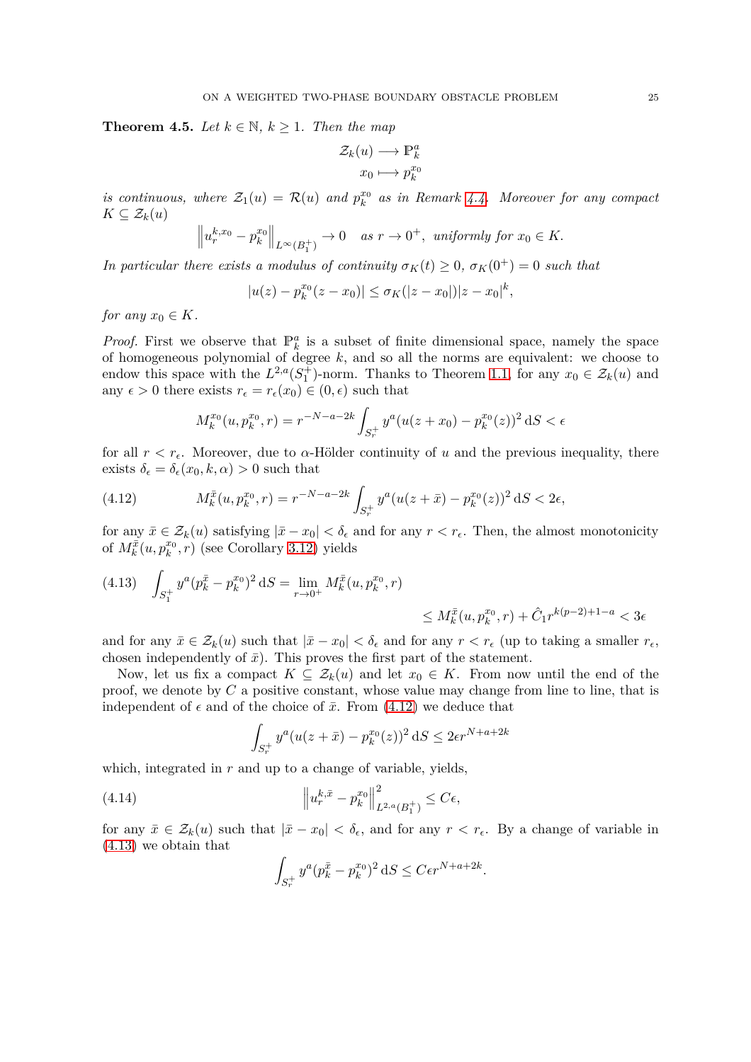**Theorem 4.5.** *Let $k \in \mathbb{N}$, $k \geq 1$. Then the map*

$$\begin{aligned} \mathcal{Z}_k(u) &\longrightarrow \mathbb{P}_k^a \\ x_0 &\longmapsto p_k^{x_0} \end{aligned}$$

*is continuous, where $\mathcal{Z}_1(u) = \mathcal{R}(u)$ and $p_k^{x_0}$ as in Remark 4.4. Moreover for any compact $K \subseteq \mathcal{Z}_k(u)$*

$$\left\| u_r^{k,x_0} - p_k^{x_0} \right\|_{L^\infty(B_1^+)} \to 0 \quad \text{as } r \to 0^+, \text{ uniformly for } x_0 \in K.$$

*In particular there exists a modulus of continuity $\sigma_K(t) \geq 0$, $\sigma_K(0^+) = 0$ such that*

$$|u(z) - p_k^{x_0}(z - x_0)| \leq \sigma_K(|z - x_0|)|z - x_0|^k,$$

*for any $x_0 \in K$.*

*Proof.* First we observe that $\mathbb{P}_k^a$ is a subset of finite dimensional space, namely the space of homogeneous polynomial of degree $k$, and so all the norms are equivalent: we choose to endow this space with the $L^{2,a}(S_1^+)$-norm. Thanks to Theorem 1.1, for any $x_0 \in \mathcal{Z}_k(u)$ and any $\epsilon > 0$ there exists $r_\epsilon = r_\epsilon(x_0) \in (0, \epsilon)$ such that

$$M_k^{x_0}(u, p_k^{x_0}, r) = r^{-N-a-2k} \int_{S_r^+} y^a (u(z + x_0) - p_k^{x_0}(z))^2 \, \mathrm{d}S < \epsilon$$

for all $r < r_\epsilon$. Moreover, due to $\alpha$-Hölder continuity of $u$ and the previous inequality, there exists $\delta_\epsilon = \delta_\epsilon(x_0, k, \alpha) > 0$ such that

$$M_k^{\bar{x}}(u, p_k^{x_0}, r) = r^{-N-a-2k} \int_{S_r^+} y^a (u(z + \bar{x}) - p_k^{x_0}(z))^2 \, \mathrm{d}S < 2\epsilon, \tag{4.12}$$

for any $\bar{x} \in \mathcal{Z}_k(u)$ satisfying $|\bar{x} - x_0| < \delta_\epsilon$ and for any $r < r_\epsilon$. Then, the almost monotonicity of $M_k^{\bar{x}}(u, p_k^{x_0}, r)$ (see Corollary 3.12) yields

$$\begin{aligned} \int_{S_1^+} y^a (p_k^{\bar{x}} - p_k^{x_0})^2 \, \mathrm{d}S &= \lim_{r \to 0^+} M_k^{\bar{x}}(u, p_k^{x_0}, r) \\ &\leq M_k^{\bar{x}}(u, p_k^{x_0}, r) + \hat{C}_1 r^{k(p-2)+1-a} < 3\epsilon \end{aligned} \tag{4.13}$$

and for any $\bar{x} \in \mathcal{Z}_k(u)$ such that $|\bar{x} - x_0| < \delta_\epsilon$ and for any $r < r_\epsilon$ (up to taking a smaller $r_\epsilon$, chosen independently of $\bar{x}$). This proves the first part of the statement.

Now, let us fix a compact $K \subseteq \mathcal{Z}_k(u)$ and let $x_0 \in K$. From now until the end of the proof, we denote by $C$ a positive constant, whose value may change from line to line, that is independent of $\epsilon$ and of the choice of $\bar{x}$. From (4.12) we deduce that

$$\int_{S_r^+} y^a (u(z + \bar{x}) - p_k^{x_0}(z))^2 \, \mathrm{d}S \leq 2\epsilon r^{N+a+2k}$$

which, integrated in $r$ and up to a change of variable, yields,

$$\left\| u_r^{k,\bar{x}} - p_k^{x_0} \right\|_{L^{2,a}(B_1^+)}^2 \leq C\epsilon, \tag{4.14}$$

for any $\bar{x} \in \mathcal{Z}_k(u)$ such that $|\bar{x} - x_0| < \delta_\epsilon$, and for any $r < r_\epsilon$. By a change of variable in (4.13) we obtain that

$$\int_{S_r^+} y^a (p_k^{\bar{x}} - p_k^{x_0})^2 \, \mathrm{d}S \leq C\epsilon r^{N+a+2k}.$$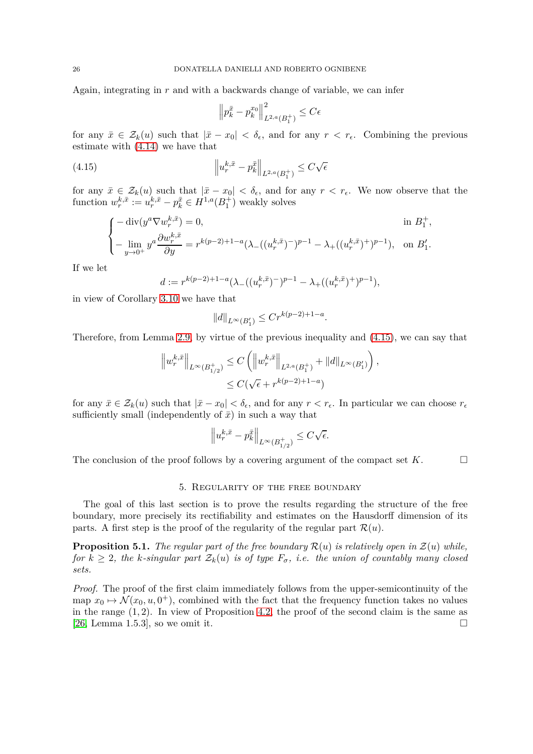Again, integrating in $r$ and with a backwards change of variable, we can infer

$$\left\| p_k^{\bar{x}} - p_k^{x_0} \right\|_{L^{2,a}(B_1^+)}^2 \leq C\epsilon$$

for any $\bar{x} \in \mathcal{Z}_k(u)$ such that $|\bar{x} - x_0| < \delta_\epsilon$, and for any $r < r_\epsilon$. Combining the previous estimate with (4.14) we have that

$$\left\| u_r^{k,\bar{x}} - p_k^{\bar{x}} \right\|_{L^{2,a}(B_1^+)} \leq C\sqrt{\epsilon} \tag{4.15}$$

for any $\bar{x} \in \mathcal{Z}_k(u)$ such that $|\bar{x} - x_0| < \delta_\epsilon$, and for any $r < r_\epsilon$. We now observe that the function $w_r^{k,\bar{x}} := u_r^{k,\bar{x}} - p_k^{\bar{x}} \in H^{1,a}(B_1^+)$ weakly solves

$$\begin{cases} -\operatorname{div}(y^a \nabla w_r^{k,\bar{x}}) = 0, & \text{in } B_1^+, \\ -\lim\limits_{y\to 0^+} y^a \dfrac{\partial w_r^{k,\bar{x}}}{\partial y} = r^{k(p-2)+1-a}(\lambda_-((u_r^{k,\bar{x}})^-)^{p-1} - \lambda_+((u_r^{k,\bar{x}})^+)^{p-1}), & \text{on } B_1'. \end{cases}$$

If we let

$$d := r^{k(p-2)+1-a}(\lambda_-((u_r^{k,\bar{x}})^-)^{p-1} - \lambda_+((u_r^{k,\bar{x}})^+)^{p-1}),$$

in view of Corollary 3.10 we have that

$$\|d\|_{L^\infty(B_1')} \leq Cr^{k(p-2)+1-a}.$$

Therefore, from Lemma 2.9, by virtue of the previous inequality and (4.15), we can say that

$$\begin{aligned} \left\| w_r^{k,\bar{x}} \right\|_{L^\infty(B_{1/2}^+)} &\leq C\left( \left\| w_r^{k,\bar{x}} \right\|_{L^{2,a}(B_1^+)} + \|d\|_{L^\infty(B_1')} \right), \\ &\leq C(\sqrt{\epsilon} + r^{k(p-2)+1-a}) \end{aligned}$$

for any $\bar{x} \in \mathcal{Z}_k(u)$ such that $|\bar{x} - x_0| < \delta_\epsilon$, and for any $r < r_\epsilon$. In particular we can choose $r_\epsilon$ sufficiently small (independently of $\bar{x}$) in such a way that

$$\left\| u_r^{k,\bar{x}} - p_k^{\bar{x}} \right\|_{L^\infty(B_{1/2}^+)} \leq C\sqrt{\epsilon}.$$

The conclusion of the proof follows by a covering argument of the compact set $K$. □

## 5. Regularity of the free boundary

The goal of this last section is to prove the results regarding the structure of the free boundary, more precisely its rectifiability and estimates on the Hausdorff dimension of its parts. A first step is the proof of the regularity of the regular part $\mathcal{R}(u)$.

**Proposition 5.1.** *The regular part of the free boundary $\mathcal{R}(u)$ is relatively open in $\mathcal{Z}(u)$ while, for $k \geq 2$, the $k$-singular part $\mathcal{Z}_k(u)$ is of type $F_\sigma$, i.e. the union of countably many closed sets.*

*Proof.* The proof of the first claim immediately follows from the upper-semicontinuity of the map $x_0 \mapsto \mathcal{N}(x_0, u, 0^+)$, combined with the fact that the frequency function takes no values in the range $(1, 2)$. In view of Proposition 4.2, the proof of the second claim is the same as [26, Lemma 1.5.3], so we omit it. □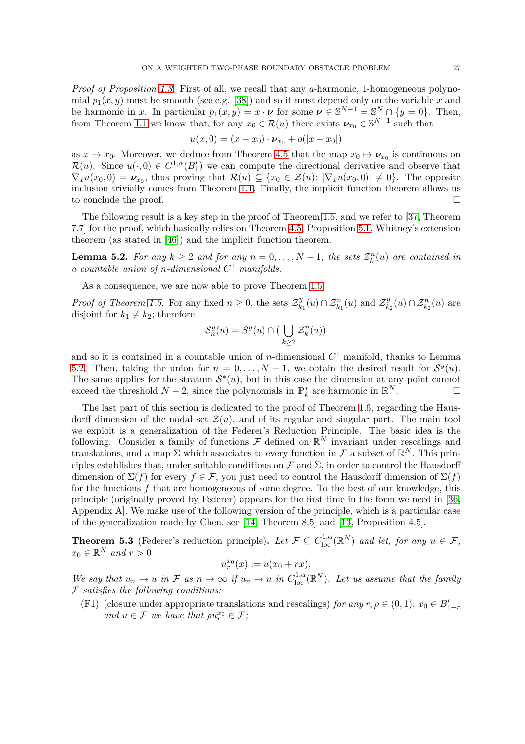*Proof of Proposition 1.3.* First of all, we recall that any $a$-harmonic, 1-homogeneous polynomial $p_1(x,y)$ must be smooth (see e.g. [38]) and so it must depend only on the variable $x$ and be harmonic in $x$. In particular $p_1(x,y) = x \cdot \boldsymbol{\nu}$ for some $\boldsymbol{\nu} \in \mathbb{S}^{N-1} = \mathbb{S}^N \cap \{y = 0\}$. Then, from Theorem 1.1 we know that, for any $x_0 \in \mathcal{R}(u)$ there exists $\boldsymbol{\nu}_{x_0} \in \mathbb{S}^{N-1}$ such that

$$u(x,0) = (x - x_0) \cdot \boldsymbol{\nu}_{x_0} + o(|x - x_0|)$$

as $x \to x_0$. Moreover, we deduce from Theorem 4.5 that the map $x_0 \mapsto \boldsymbol{\nu}_{x_0}$ is continuous on $\mathcal{R}(u)$. Since $u(\cdot, 0) \in C^{1,\alpha}(B_1')$ we can compute the directional derivative and observe that $\nabla_x u(x_0, 0) = \boldsymbol{\nu}_{x_0}$, thus proving that $\mathcal{R}(u) \subseteq \{x_0 \in \mathcal{Z}(u) \colon |\nabla_x u(x_0,0)| \neq 0\}$. The opposite inclusion trivially comes from Theorem 1.1. Finally, the implicit function theorem allows us to conclude the proof. $\square$

The following result is a key step in the proof of Theorem 1.5, and we refer to [37, Theorem 7.7] for the proof, which basically relies on Theorem 4.5, Proposition 5.1, Whitney's extension theorem (as stated in [46]) and the implicit function theorem.

**Lemma 5.2.** *For any $k \geq 2$ and for any $n = 0, \dots, N-1$, the sets $\mathcal{Z}_k^n(u)$ are contained in a countable union of $n$-dimensional $C^1$ manifolds.*

As a consequence, we are now able to prove Theorem 1.5.

*Proof of Theorem 1.5.* For any fixed $n \geq 0$, the sets $\mathcal{Z}_{k_1}^y(u) \cap \mathcal{Z}_{k_1}^n(u)$ and $\mathcal{Z}_{k_2}^y(u) \cap \mathcal{Z}_{k_2}^n(u)$ are disjoint for $k_1 \neq k_2$; therefore

$$\mathcal{S}_n^y(u) = S^y(u) \cap \Big( \bigcup_{k \geq 2} \mathcal{Z}_k^n(u) \Big)$$

and so it is contained in a countable union of $n$-dimensional $C^1$ manifold, thanks to Lemma 5.2. Then, taking the union for $n = 0, \dots, N-1$, we obtain the desired result for $\mathcal{S}^y(u)$. The same applies for the stratum $\mathcal{S}^*(u)$, but in this case the dimension at any point cannot exceed the threshold $N-2$, since the polynomials in $\mathbb{P}_k^*$ are harmonic in $\mathbb{R}^N$. $\square$

The last part of this section is dedicated to the proof of Theorem 1.6, regarding the Hausdorff dimension of the nodal set $\mathcal{Z}(u)$, and of its regular and singular part. The main tool we exploit is a generalization of the Federer's Reduction Principle. The basic idea is the following. Consider a family of functions $\mathcal{F}$ defined on $\mathbb{R}^N$ invariant under rescalings and translations, and a map $\Sigma$ which associates to every function in $\mathcal{F}$ a subset of $\mathbb{R}^N$. This principles establishes that, under suitable conditions on $\mathcal{F}$ and $\Sigma$, in order to control the Hausdorff dimension of $\Sigma(f)$ for every $f \in \mathcal{F}$, you just need to control the Hausdorff dimension of $\Sigma(f)$ for the functions $f$ that are homogeneous of some degree. To the best of our knowledge, this principle (originally proved by Federer) appears for the first time in the form we need in [36, Appendix A]. We make use of the following version of the principle, which is a particular case of the generalization made by Chen, see [14, Theorem 8.5] and [13, Proposition 4.5].

**Theorem 5.3** (Federer's reduction principle)**.** *Let $\mathcal{F} \subseteq C^{1,\alpha}_{\mathrm{loc}}(\mathbb{R}^N)$ and let, for any $u \in \mathcal{F}$, $x_0 \in \mathbb{R}^N$ and $r > 0$*

$$u_r^{x_0}(x) := u(x_0 + rx).$$

*We say that $u_n \to u$ in $\mathcal{F}$ as $n \to \infty$ if $u_n \to u$ in $C^{1,\alpha}_{\mathrm{loc}}(\mathbb{R}^N)$. Let us assume that the family $\mathcal{F}$ satisfies the following conditions:*

(F1) (closure under appropriate translations and rescalings) *for any $r, \rho \in (0,1)$, $x_0 \in B_{1-r}'$ and $u \in \mathcal{F}$ we have that $\rho u_r^{x_0} \in \mathcal{F}$;*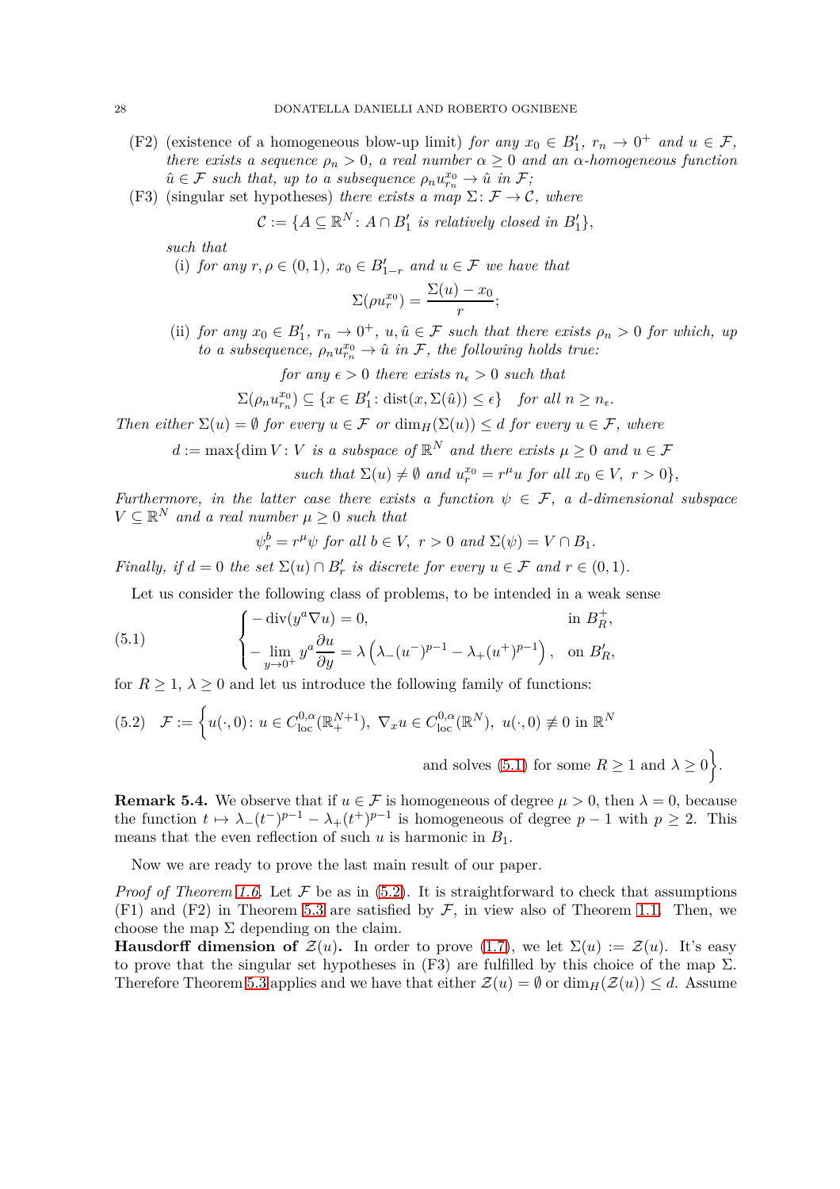(F2) (existence of a homogeneous blow-up limit) *for any $x_0 \in B_1'$, $r_n \to 0^+$ and $u \in \mathcal{F}$, there exists a sequence $\rho_n > 0$, a real number $\alpha \geq 0$ and an $\alpha$-homogeneous function $\hat{u} \in \mathcal{F}$ such that, up to a subsequence $\rho_n u_{r_n}^{x_0} \to \hat{u}$ in $\mathcal{F}$;*

(F3) (singular set hypotheses) *there exists a map $\Sigma \colon \mathcal{F} \to \mathcal{C}$, where*

$$\mathcal{C} := \{A \subseteq \mathbb{R}^N : A \cap B_1' \text{ is relatively closed in } B_1'\},$$

*such that*

(i) *for any $r, \rho \in (0,1)$, $x_0 \in B_{1-r}'$ and $u \in \mathcal{F}$ we have that*

$$\Sigma(\rho u_r^{x_0}) = \frac{\Sigma(u) - x_0}{r};$$

(ii) *for any $x_0 \in B_1'$, $r_n \to 0^+$, $u, \hat{u} \in \mathcal{F}$ such that there exists $\rho_n > 0$ for which, up to a subsequence, $\rho_n u_{r_n}^{x_0} \to \hat{u}$ in $\mathcal{F}$, the following holds true:*

*for any $\epsilon > 0$ there exists $n_\epsilon > 0$ such that*

$$\Sigma(\rho_n u_{r_n}^{x_0}) \subseteq \{x \in B_1' : \operatorname{dist}(x, \Sigma(\hat{u})) \leq \epsilon\} \quad \text{for all } n \geq n_\epsilon.$$

*Then either $\Sigma(u) = \emptyset$ for every $u \in \mathcal{F}$ or $\dim_H(\Sigma(u)) \leq d$ for every $u \in \mathcal{F}$, where*

$$d := \max\{\dim V : V \text{ is a subspace of } \mathbb{R}^N \text{ and there exists } \mu \geq 0 \text{ and } u \in \mathcal{F}$$
$$\text{such that } \Sigma(u) \neq \emptyset \text{ and } u_r^{x_0} = r^\mu u \text{ for all } x_0 \in V,\ r > 0\},$$

*Furthermore, in the latter case there exists a function $\psi \in \mathcal{F}$, a $d$-dimensional subspace $V \subseteq \mathbb{R}^N$ and a real number $\mu \geq 0$ such that*

$$\psi_r^b = r^\mu \psi \text{ for all } b \in V,\ r > 0 \text{ and } \Sigma(\psi) = V \cap B_1.$$

*Finally, if $d = 0$ the set $\Sigma(u) \cap B_r'$ is discrete for every $u \in \mathcal{F}$ and $r \in (0,1)$.*

Let us consider the following class of problems, to be intended in a weak sense

$$\begin{cases} -\operatorname{div}(y^a \nabla u) = 0, & \text{in } B_R^+, \\ -\lim_{y \to 0^+} y^a \dfrac{\partial u}{\partial y} = \lambda \left( \lambda_-(u^-)^{p-1} - \lambda_+(u^+)^{p-1} \right), & \text{on } B_R', \end{cases} \tag{5.1}$$

for $R \geq 1$, $\lambda \geq 0$ and let us introduce the following family of functions:

$$\mathcal{F} := \Big\{ u(\cdot, 0) : u \in C^{0,\alpha}_{\mathrm{loc}}(\mathbb{R}^{N+1}_+),\ \nabla_x u \in C^{0,\alpha}_{\mathrm{loc}}(\mathbb{R}^N),\ u(\cdot,0) \not\equiv 0 \text{ in } \mathbb{R}^N \tag{5.2}$$
$$\text{and solves (5.1) for some } R \geq 1 \text{ and } \lambda \geq 0 \Big\}.$$

**Remark 5.4.** We observe that if $u \in \mathcal{F}$ is homogeneous of degree $\mu > 0$, then $\lambda = 0$, because the function $t \mapsto \lambda_-(t^-)^{p-1} - \lambda_+(t^+)^{p-1}$ is homogeneous of degree $p-1$ with $p \geq 2$. This means that the even reflection of such $u$ is harmonic in $B_1$.

Now we are ready to prove the last main result of our paper.

*Proof of Theorem 1.6.* Let $\mathcal{F}$ be as in (5.2). It is straightforward to check that assumptions (F1) and (F2) in Theorem 5.3 are satisfied by $\mathcal{F}$, in view also of Theorem 1.1. Then, we choose the map $\Sigma$ depending on the claim.

**Hausdorff dimension of $\mathcal{Z}(u)$.** In order to prove (1.7), we let $\Sigma(u) := \mathcal{Z}(u)$. It's easy to prove that the singular set hypotheses in (F3) are fulfilled by this choice of the map $\Sigma$. Therefore Theorem 5.3 applies and we have that either $\mathcal{Z}(u) = \emptyset$ or $\dim_H(\mathcal{Z}(u)) \leq d$. Assume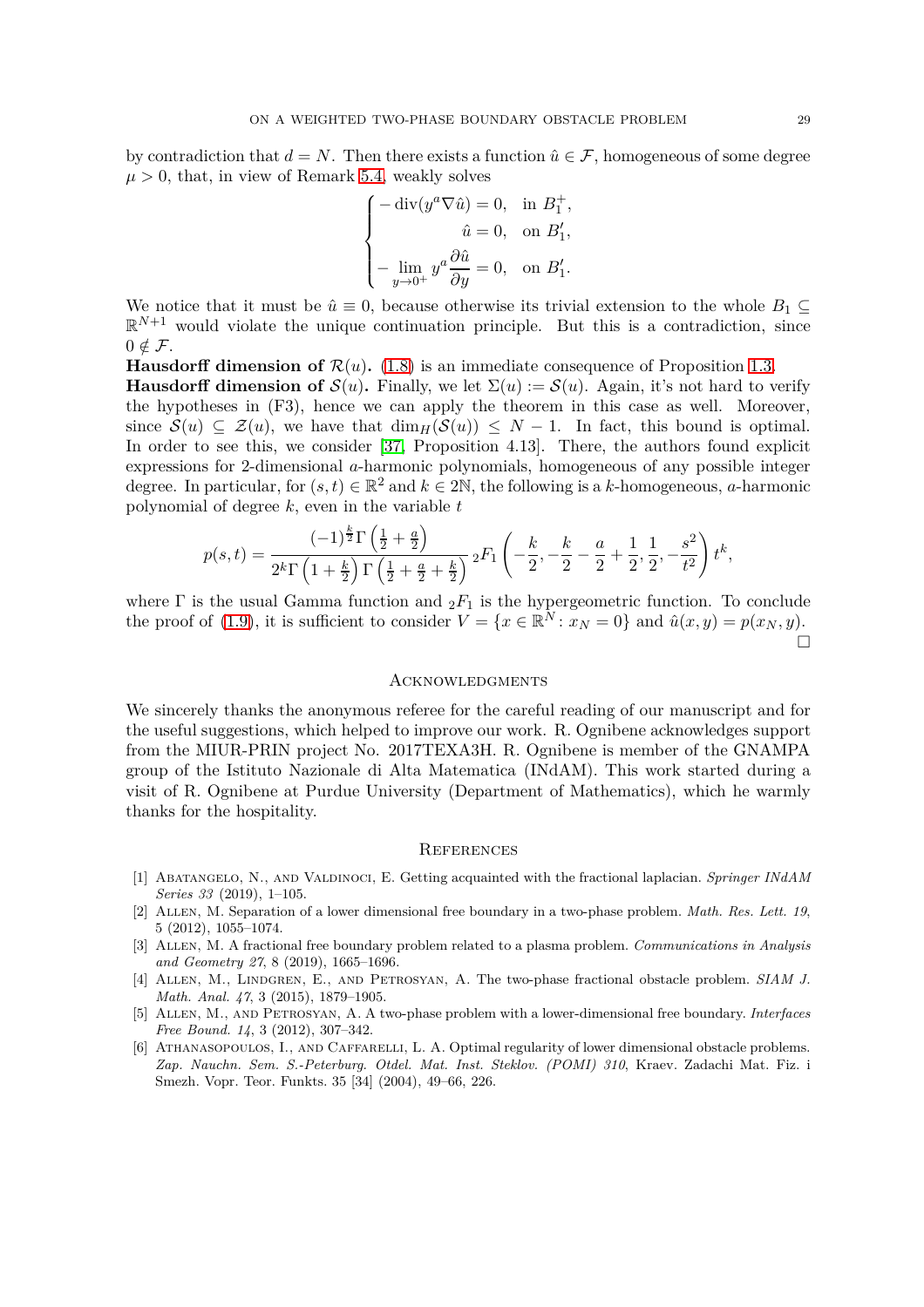by contradiction that $d = N$. Then there exists a function $\hat{u} \in \mathcal{F}$, homogeneous of some degree $\mu > 0$, that, in view of Remark 5.4, weakly solves

$$
\begin{cases}
-\operatorname{div}(y^a \nabla \hat{u}) = 0, & \text{in } B_1^+, \\
\hat{u} = 0, & \text{on } B_1', \\
-\displaystyle\lim_{y \to 0^+} y^a \frac{\partial \hat{u}}{\partial y} = 0, & \text{on } B_1'.
\end{cases}
$$

We notice that it must be $\hat{u} \equiv 0$, because otherwise its trivial extension to the whole $B_1 \subseteq \mathbb{R}^{N+1}$ would violate the unique continuation principle. But this is a contradiction, since $0 \notin \mathcal{F}$.

**Hausdorff dimension of $\mathcal{R}(u)$.** (1.8) is an immediate consequence of Proposition 1.3.

**Hausdorff dimension of $\mathcal{S}(u)$.** Finally, we let $\Sigma(u) := \mathcal{S}(u)$. Again, it's not hard to verify the hypotheses in (F3), hence we can apply the theorem in this case as well. Moreover, since $\mathcal{S}(u) \subseteq \mathcal{Z}(u)$, we have that $\dim_H(\mathcal{S}(u)) \leq N - 1$. In fact, this bound is optimal. In order to see this, we consider [37, Proposition 4.13]. There, the authors found explicit expressions for 2-dimensional $a$-harmonic polynomials, homogeneous of any possible integer degree. In particular, for $(s,t) \in \mathbb{R}^2$ and $k \in 2\mathbb{N}$, the following is a $k$-homogeneous, $a$-harmonic polynomial of degree $k$, even in the variable $t$

$$
p(s,t) = \frac{(-1)^{\frac{k}{2}} \Gamma\left(\frac{1}{2} + \frac{a}{2}\right)}{2^k \Gamma\left(1 + \frac{k}{2}\right) \Gamma\left(\frac{1}{2} + \frac{a}{2} + \frac{k}{2}\right)} \, {}_2F_1\left(-\frac{k}{2}, -\frac{k}{2} - \frac{a}{2} + \frac{1}{2}, \frac{1}{2}, -\frac{s^2}{t^2}\right) t^k,
$$

where $\Gamma$ is the usual Gamma function and ${}_2F_1$ is the hypergeometric function. To conclude the proof of (1.9), it is sufficient to consider $V = \{x \in \mathbb{R}^N : x_N = 0\}$ and $\hat{u}(x,y) = p(x_N, y)$. $\square$

## Acknowledgments

We sincerely thanks the anonymous referee for the careful reading of our manuscript and for the useful suggestions, which helped to improve our work. R. Ognibene acknowledges support from the MIUR-PRIN project No. 2017TEXA3H. R. Ognibene is member of the GNAMPA group of the Istituto Nazionale di Alta Matematica (INdAM). This work started during a visit of R. Ognibene at Purdue University (Department of Mathematics), which he warmly thanks for the hospitality.

## References

[1] Abatangelo, N., and Valdinoci, E. Getting acquainted with the fractional laplacian. *Springer INdAM Series 33* (2019), 1–105.

[2] Allen, M. Separation of a lower dimensional free boundary in a two-phase problem. *Math. Res. Lett. 19*, 5 (2012), 1055–1074.

[3] Allen, M. A fractional free boundary problem related to a plasma problem. *Communications in Analysis and Geometry 27*, 8 (2019), 1665–1696.

[4] Allen, M., Lindgren, E., and Petrosyan, A. The two-phase fractional obstacle problem. *SIAM J. Math. Anal. 47*, 3 (2015), 1879–1905.

[5] Allen, M., and Petrosyan, A. A two-phase problem with a lower-dimensional free boundary. *Interfaces Free Bound. 14*, 3 (2012), 307–342.

[6] Athanasopoulos, I., and Caffarelli, L. A. Optimal regularity of lower dimensional obstacle problems. *Zap. Nauchn. Sem. S.-Peterburg. Otdel. Mat. Inst. Steklov. (POMI) 310*, Kraev. Zadachi Mat. Fiz. i Smezh. Vopr. Teor. Funkts. 35 [34] (2004), 49–66, 226.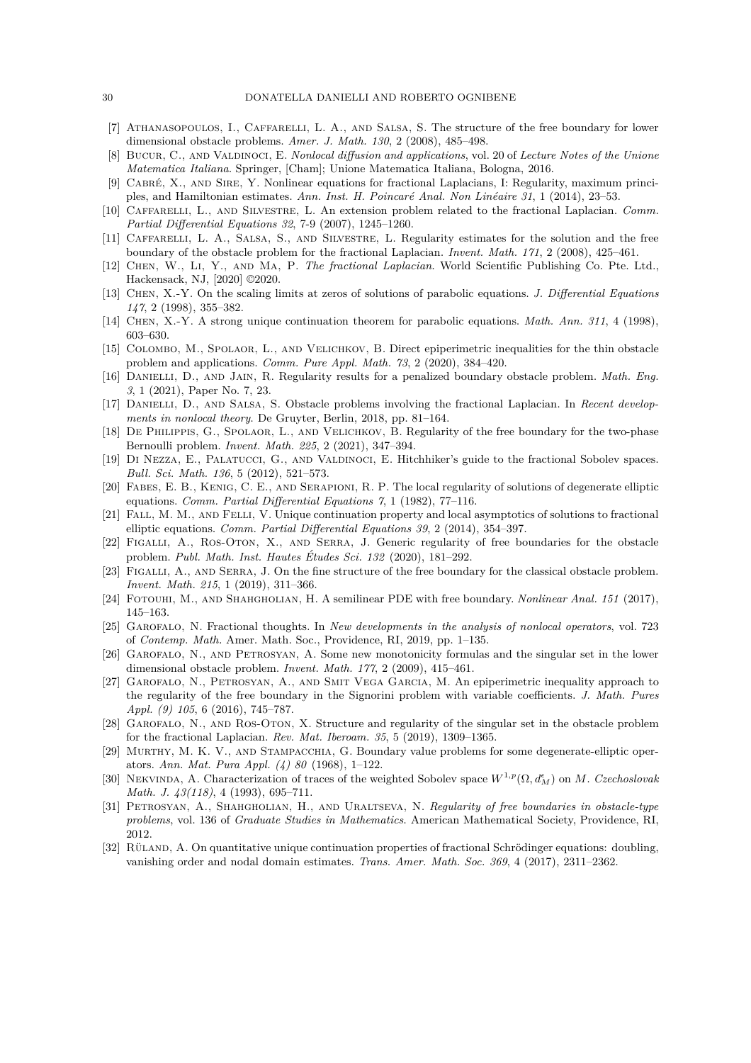[7] Athanasopoulos, I., Caffarelli, L. A., and Salsa, S. The structure of the free boundary for lower dimensional obstacle problems. *Amer. J. Math. 130*, 2 (2008), 485–498.

[8] Bucur, C., and Valdinoci, E. *Nonlocal diffusion and applications*, vol. 20 of *Lecture Notes of the Unione Matematica Italiana*. Springer, [Cham]; Unione Matematica Italiana, Bologna, 2016.

[9] Cabré, X., and Sire, Y. Nonlinear equations for fractional Laplacians, I: Regularity, maximum principles, and Hamiltonian estimates. *Ann. Inst. H. Poincaré Anal. Non Linéaire 31*, 1 (2014), 23–53.

[10] Caffarelli, L., and Silvestre, L. An extension problem related to the fractional Laplacian. *Comm. Partial Differential Equations 32*, 7-9 (2007), 1245–1260.

[11] Caffarelli, L. A., Salsa, S., and Silvestre, L. Regularity estimates for the solution and the free boundary of the obstacle problem for the fractional Laplacian. *Invent. Math. 171*, 2 (2008), 425–461.

[12] Chen, W., Li, Y., and Ma, P. *The fractional Laplacian*. World Scientific Publishing Co. Pte. Ltd., Hackensack, NJ, [2020] ©2020.

[13] Chen, X.-Y. On the scaling limits at zeros of solutions of parabolic equations. *J. Differential Equations 147*, 2 (1998), 355–382.

[14] Chen, X.-Y. A strong unique continuation theorem for parabolic equations. *Math. Ann. 311*, 4 (1998), 603–630.

[15] Colombo, M., Spolaor, L., and Velichkov, B. Direct epiperimetric inequalities for the thin obstacle problem and applications. *Comm. Pure Appl. Math. 73*, 2 (2020), 384–420.

[16] Danielli, D., and Jain, R. Regularity results for a penalized boundary obstacle problem. *Math. Eng. 3*, 1 (2021), Paper No. 7, 23.

[17] Danielli, D., and Salsa, S. Obstacle problems involving the fractional Laplacian. In *Recent developments in nonlocal theory*. De Gruyter, Berlin, 2018, pp. 81–164.

[18] De Philippis, G., Spolaor, L., and Velichkov, B. Regularity of the free boundary for the two-phase Bernoulli problem. *Invent. Math. 225*, 2 (2021), 347–394.

[19] Di Nezza, E., Palatucci, G., and Valdinoci, E. Hitchhiker's guide to the fractional Sobolev spaces. *Bull. Sci. Math. 136*, 5 (2012), 521–573.

[20] Fabes, E. B., Kenig, C. E., and Serapioni, R. P. The local regularity of solutions of degenerate elliptic equations. *Comm. Partial Differential Equations 7*, 1 (1982), 77–116.

[21] Fall, M. M., and Felli, V. Unique continuation property and local asymptotics of solutions to fractional elliptic equations. *Comm. Partial Differential Equations 39*, 2 (2014), 354–397.

[22] Figalli, A., Ros-Oton, X., and Serra, J. Generic regularity of free boundaries for the obstacle problem. *Publ. Math. Inst. Hautes Études Sci. 132* (2020), 181–292.

[23] Figalli, A., and Serra, J. On the fine structure of the free boundary for the classical obstacle problem. *Invent. Math. 215*, 1 (2019), 311–366.

[24] Fotouhi, M., and Shahgholian, H. A semilinear PDE with free boundary. *Nonlinear Anal. 151* (2017), 145–163.

[25] Garofalo, N. Fractional thoughts. In *New developments in the analysis of nonlocal operators*, vol. 723 of *Contemp. Math.* Amer. Math. Soc., Providence, RI, 2019, pp. 1–135.

[26] Garofalo, N., and Petrosyan, A. Some new monotonicity formulas and the singular set in the lower dimensional obstacle problem. *Invent. Math. 177*, 2 (2009), 415–461.

[27] Garofalo, N., Petrosyan, A., and Smit Vega Garcia, M. An epiperimetric inequality approach to the regularity of the free boundary in the Signorini problem with variable coefficients. *J. Math. Pures Appl. (9) 105*, 6 (2016), 745–787.

[28] Garofalo, N., and Ros-Oton, X. Structure and regularity of the singular set in the obstacle problem for the fractional Laplacian. *Rev. Mat. Iberoam. 35*, 5 (2019), 1309–1365.

[29] Murthy, M. K. V., and Stampacchia, G. Boundary value problems for some degenerate-elliptic operators. *Ann. Mat. Pura Appl. (4) 80* (1968), 1–122.

[30] Nekvinda, A. Characterization of traces of the weighted Sobolev space $W^{1,p}(\Omega, d_M^\epsilon)$ on $M$. *Czechoslovak Math. J. 43(118)*, 4 (1993), 695–711.

[31] Petrosyan, A., Shahgholian, H., and Uraltseva, N. *Regularity of free boundaries in obstacle-type problems*, vol. 136 of *Graduate Studies in Mathematics*. American Mathematical Society, Providence, RI, 2012.

[32] Rüland, A. On quantitative unique continuation properties of fractional Schrödinger equations: doubling, vanishing order and nodal domain estimates. *Trans. Amer. Math. Soc. 369*, 4 (2017), 2311–2362.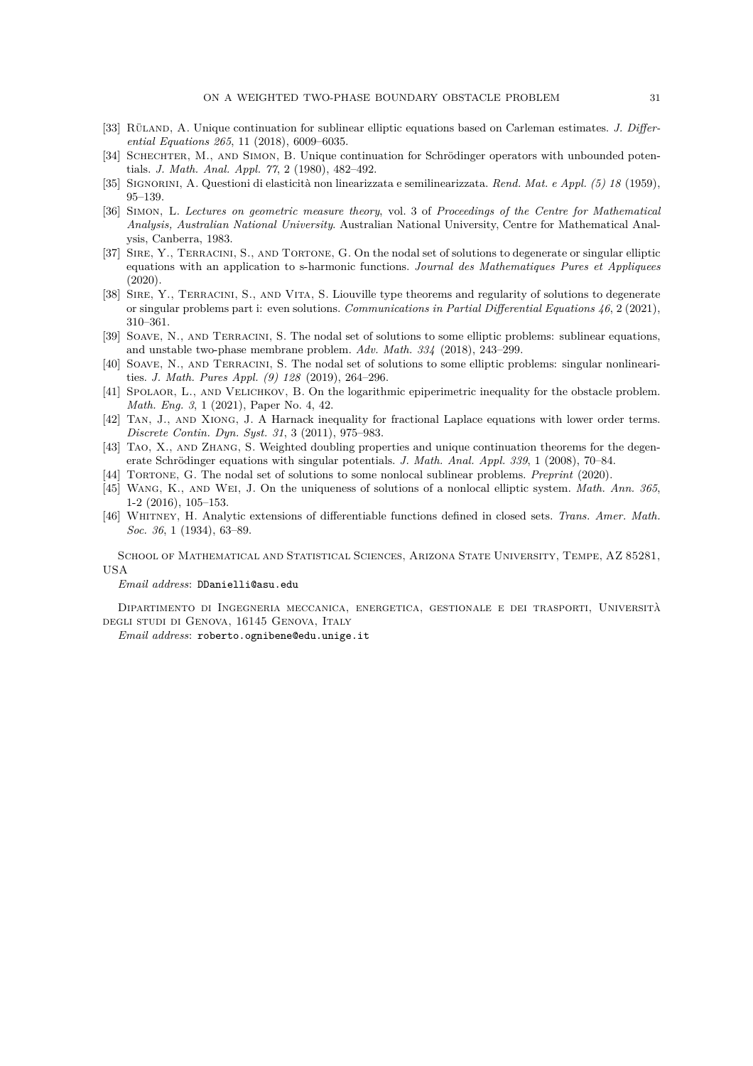[33] Rüland, A. Unique continuation for sublinear elliptic equations based on Carleman estimates. *J. Differential Equations 265*, 11 (2018), 6009–6035.

[34] Schechter, M., and Simon, B. Unique continuation for Schrödinger operators with unbounded potentials. *J. Math. Anal. Appl. 77*, 2 (1980), 482–492.

[35] Signorini, A. Questioni di elasticità non linearizzata e semilinearizzata. *Rend. Mat. e Appl. (5) 18* (1959), 95–139.

[36] Simon, L. *Lectures on geometric measure theory*, vol. 3 of *Proceedings of the Centre for Mathematical Analysis, Australian National University*. Australian National University, Centre for Mathematical Analysis, Canberra, 1983.

[37] Sire, Y., Terracini, S., and Tortone, G. On the nodal set of solutions to degenerate or singular elliptic equations with an application to s-harmonic functions. *Journal des Mathematiques Pures et Appliquees* (2020).

[38] Sire, Y., Terracini, S., and Vita, S. Liouville type theorems and regularity of solutions to degenerate or singular problems part i: even solutions. *Communications in Partial Differential Equations 46*, 2 (2021), 310–361.

[39] Soave, N., and Terracini, S. The nodal set of solutions to some elliptic problems: sublinear equations, and unstable two-phase membrane problem. *Adv. Math. 334* (2018), 243–299.

[40] Soave, N., and Terracini, S. The nodal set of solutions to some elliptic problems: singular nonlinearities. *J. Math. Pures Appl. (9) 128* (2019), 264–296.

[41] Spolaor, L., and Velichkov, B. On the logarithmic epiperimetric inequality for the obstacle problem. *Math. Eng. 3*, 1 (2021), Paper No. 4, 42.

[42] Tan, J., and Xiong, J. A Harnack inequality for fractional Laplace equations with lower order terms. *Discrete Contin. Dyn. Syst. 31*, 3 (2011), 975–983.

[43] Tao, X., and Zhang, S. Weighted doubling properties and unique continuation theorems for the degenerate Schrödinger equations with singular potentials. *J. Math. Anal. Appl. 339*, 1 (2008), 70–84.

[44] Tortone, G. The nodal set of solutions to some nonlocal sublinear problems. *Preprint* (2020).

[45] Wang, K., and Wei, J. On the uniqueness of solutions of a nonlocal elliptic system. *Math. Ann. 365*, 1-2 (2016), 105–153.

[46] Whitney, H. Analytic extensions of differentiable functions defined in closed sets. *Trans. Amer. Math. Soc. 36*, 1 (1934), 63–89.

School of Mathematical and Statistical Sciences, Arizona State University, Tempe, AZ 85281, USA

*Email address*: DDanielli@asu.edu

Dipartimento di Ingegneria meccanica, energetica, gestionale e dei trasporti, Università degli studi di Genova, 16145 Genova, Italy

*Email address*: roberto.ognibene@edu.unige.it